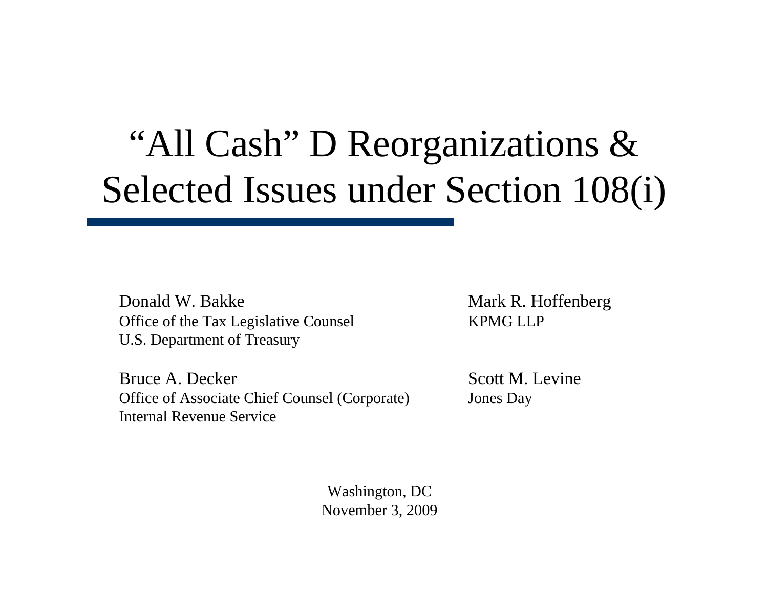# "All Cash" D Reorganizations & Selected Issues under Section 108(i)

Donald W. Bakke
Office of the Tax Legislative Counsel
U.S. Department of Treasury

Bruce A. Decker
Office of Associate Chief Counsel (Corporate)
Internal Revenue Service

Mark R. Hoffenberg
KPMG LLP

Scott M. Levine
Jones Day

Washington, DC
November 3, 2009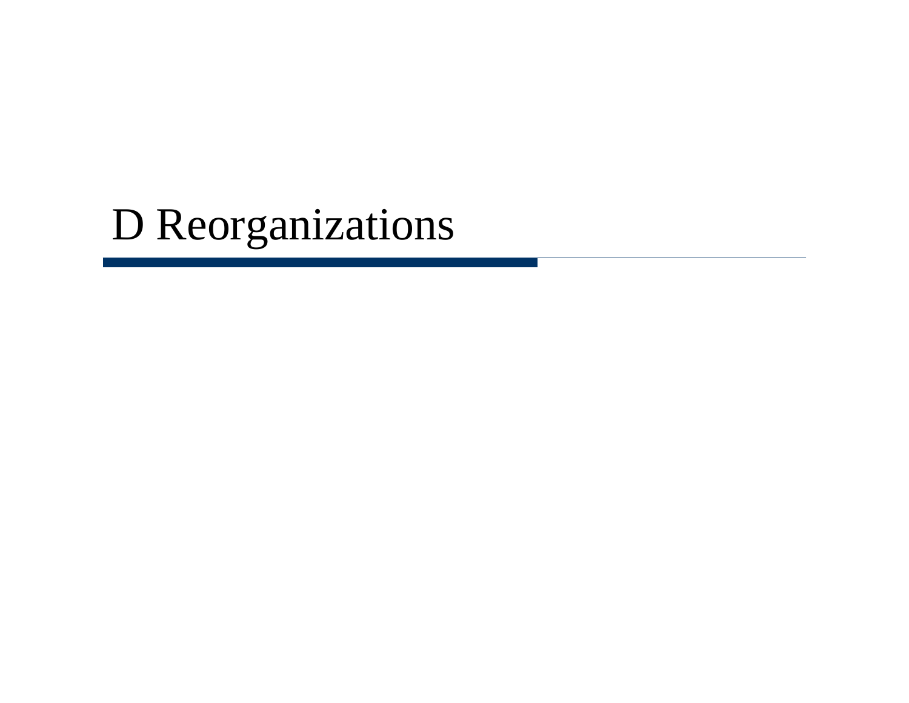# D Reorganizations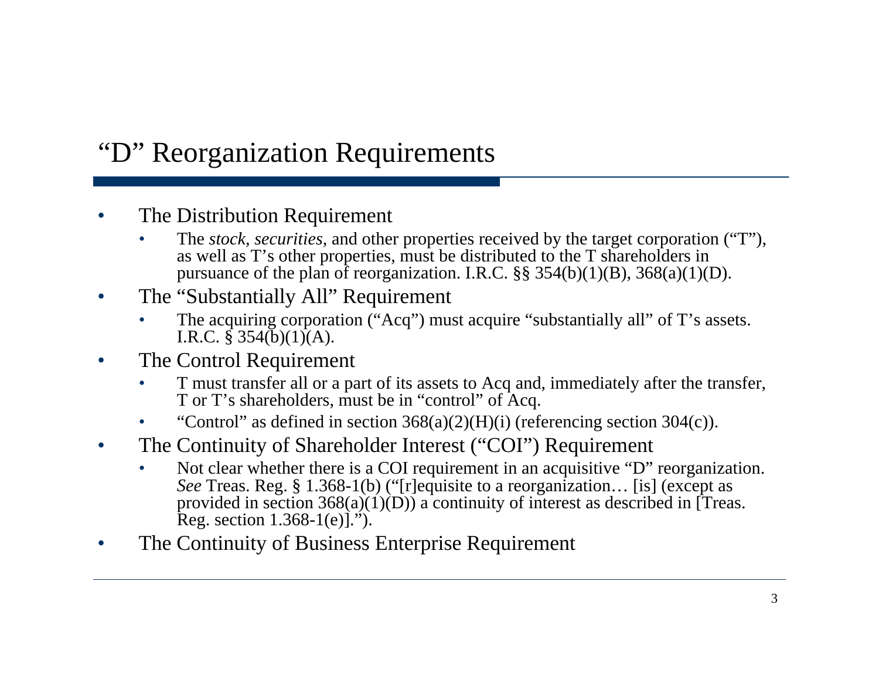# "D" Reorganization Requirements

- The Distribution Requirement
  - The *stock*, *securities*, and other properties received by the target corporation ("T"), as well as T's other properties, must be distributed to the T shareholders in pursuance of the plan of reorganization. I.R.C. §§ 354(b)(1)(B), 368(a)(1)(D).
- The "Substantially All" Requirement
  - The acquiring corporation ("Acq") must acquire "substantially all" of T's assets. I.R.C. § 354(b)(1)(A).
- The Control Requirement
  - T must transfer all or a part of its assets to Acq and, immediately after the transfer, T or T's shareholders, must be in "control" of Acq.
  - "Control" as defined in section 368(a)(2)(H)(i) (referencing section 304(c)).
- The Continuity of Shareholder Interest ("COI") Requirement
  - Not clear whether there is a COI requirement in an acquisitive "D" reorganization. *See* Treas. Reg. § 1.368-1(b) ("[r]equisite to a reorganization… [is] (except as provided in section 368(a)(1)(D)) a continuity of interest as described in [Treas. Reg. section 1.368-1(e)].").
- The Continuity of Business Enterprise Requirement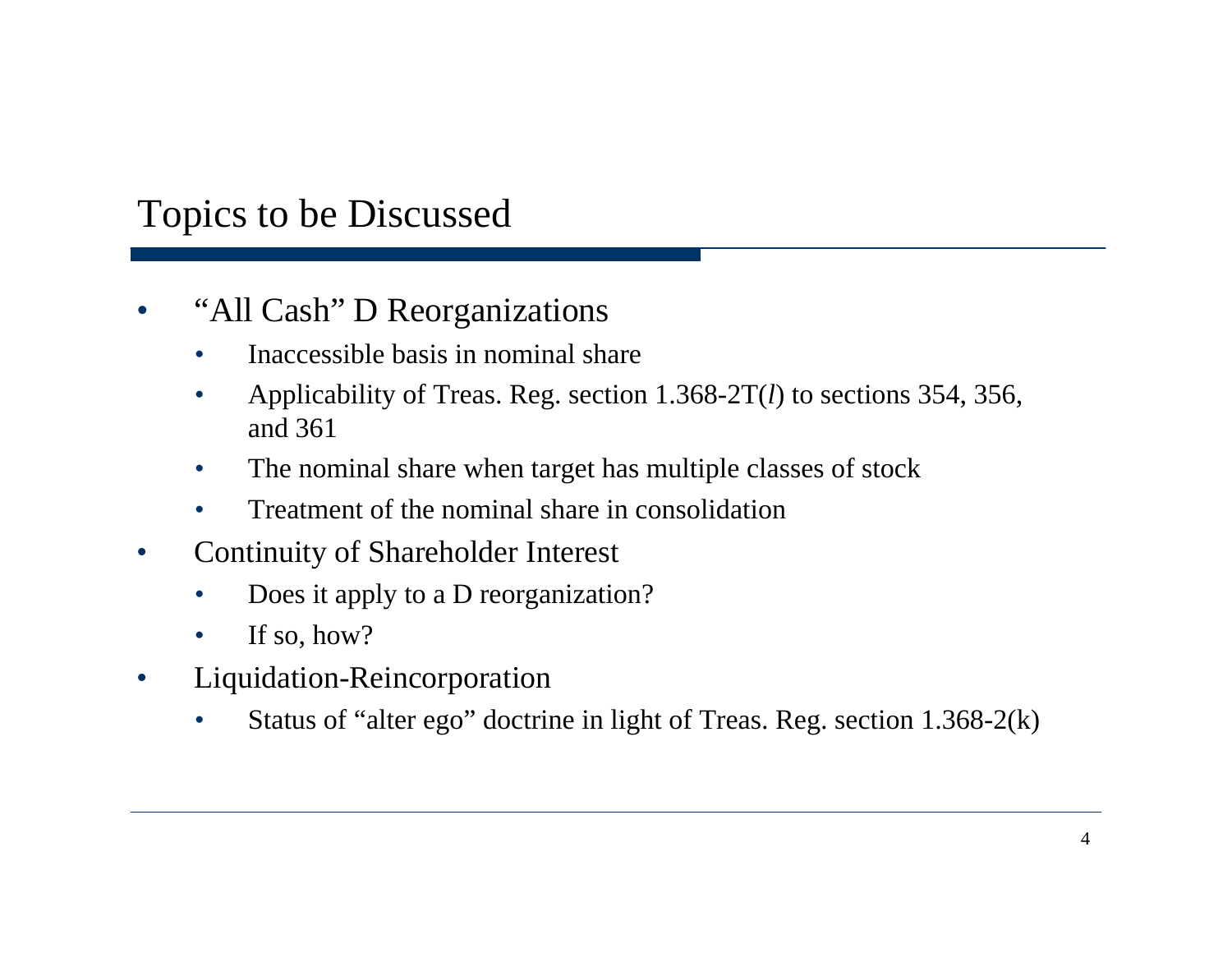# Topics to be Discussed

- "All Cash" D Reorganizations
  - Inaccessible basis in nominal share
  - Applicability of Treas. Reg. section 1.368-2T(*l*) to sections 354, 356, and 361
  - The nominal share when target has multiple classes of stock
  - Treatment of the nominal share in consolidation
- Continuity of Shareholder Interest
  - Does it apply to a D reorganization?
  - If so, how?
- Liquidation-Reincorporation
  - Status of "alter ego" doctrine in light of Treas. Reg. section 1.368-2(k)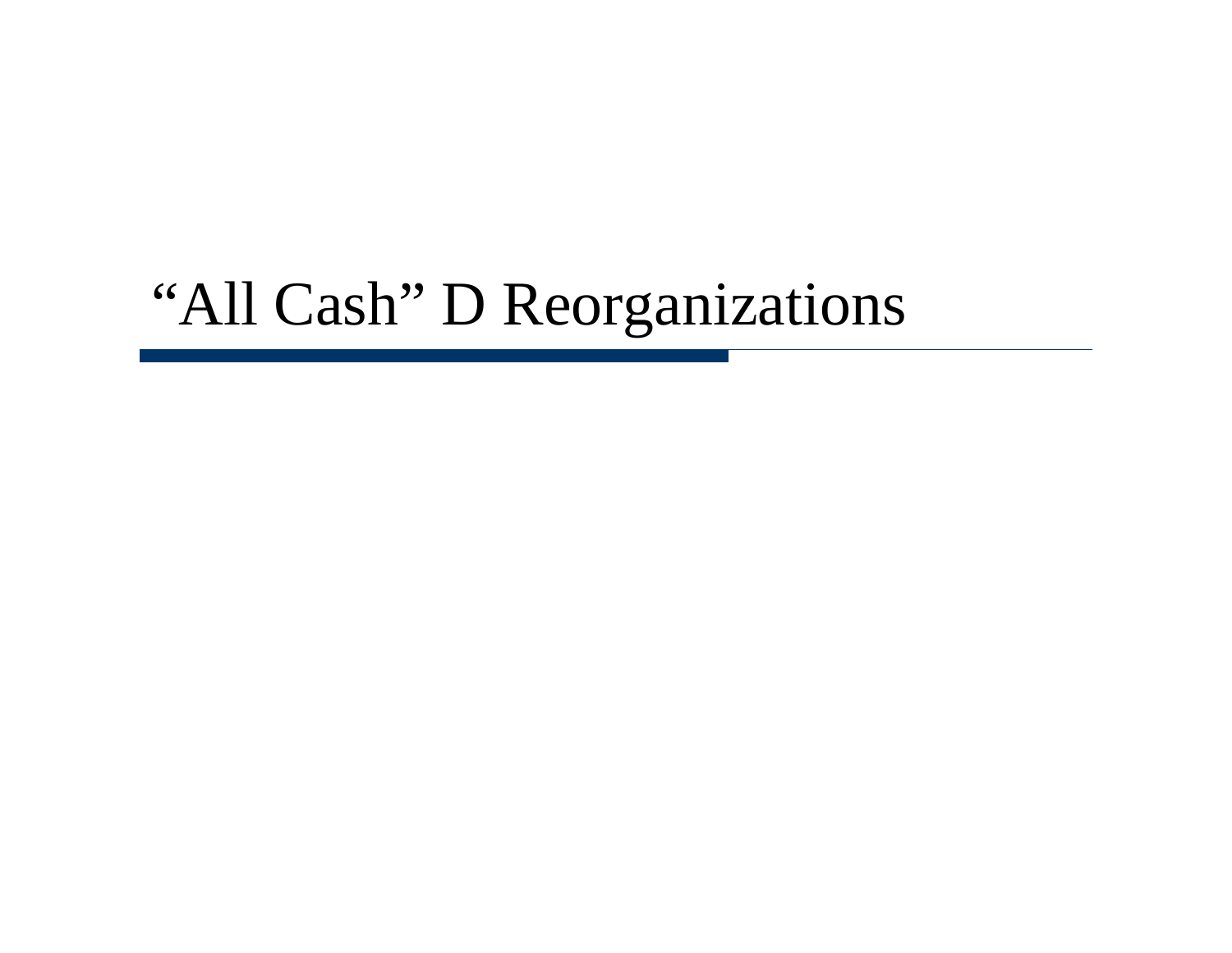# "All Cash" D Reorganizations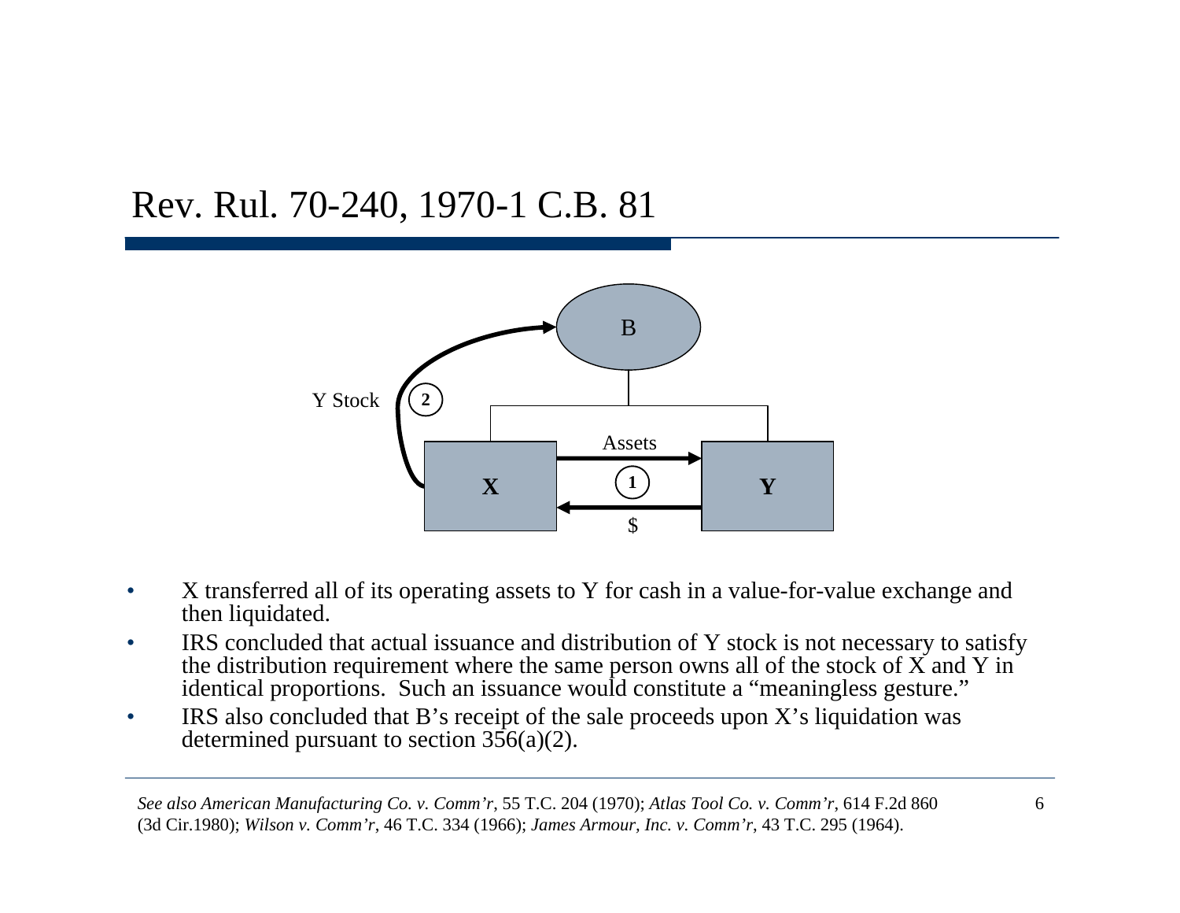# Rev. Rul. 70-240, 1970-1 C.B. 81

- X transferred all of its operating assets to Y for cash in a value-for-value exchange and then liquidated.
- IRS concluded that actual issuance and distribution of Y stock is not necessary to satisfy the distribution requirement where the same person owns all of the stock of X and Y in identical proportions. Such an issuance would constitute a "meaningless gesture."
- IRS also concluded that B's receipt of the sale proceeds upon X's liquidation was determined pursuant to section 356(a)(2).

*See also American Manufacturing Co. v. Comm'r*, 55 T.C. 204 (1970); *Atlas Tool Co. v. Comm'r*, 614 F.2d 860 (3d Cir.1980); *Wilson v. Comm'r*, 46 T.C. 334 (1966); *James Armour, Inc. v. Comm'r*, 43 T.C. 295 (1964).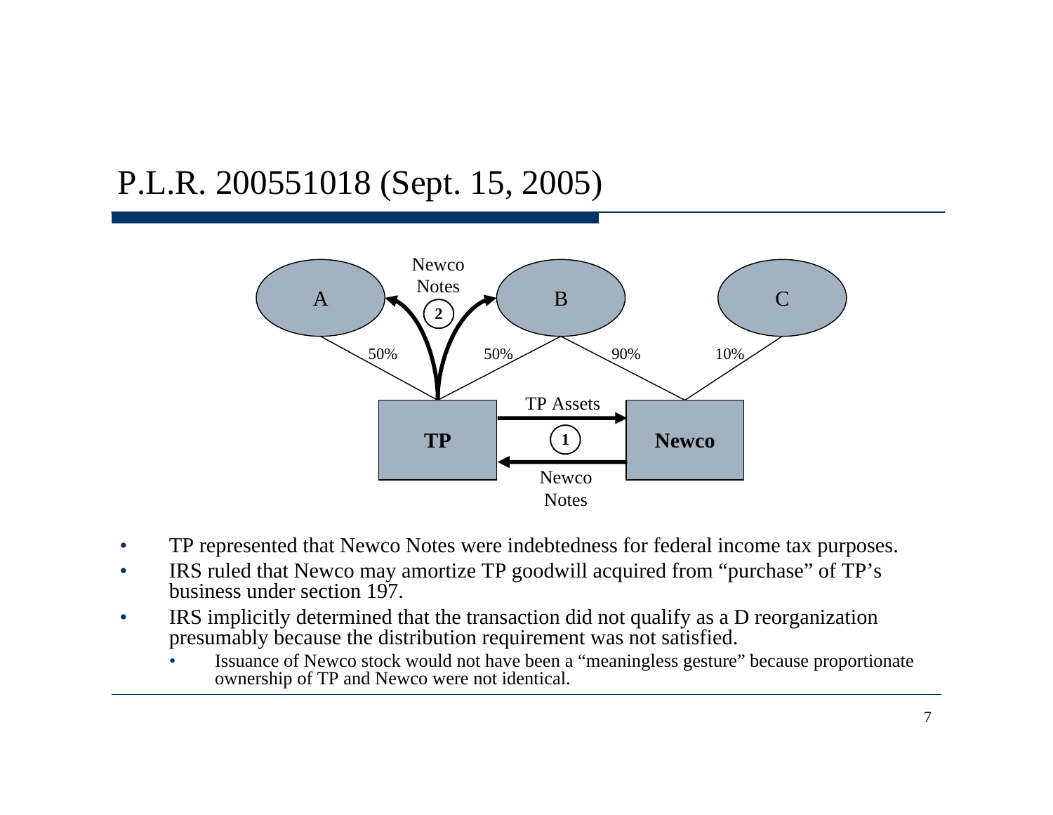# P.L.R. 200551018 (Sept. 15, 2005)

- TP represented that Newco Notes were indebtedness for federal income tax purposes.
- IRS ruled that Newco may amortize TP goodwill acquired from "purchase" of TP's business under section 197.
- IRS implicitly determined that the transaction did not qualify as a D reorganization presumably because the distribution requirement was not satisfied.
  - Issuance of Newco stock would not have been a "meaningless gesture" because proportionate ownership of TP and Newco were not identical.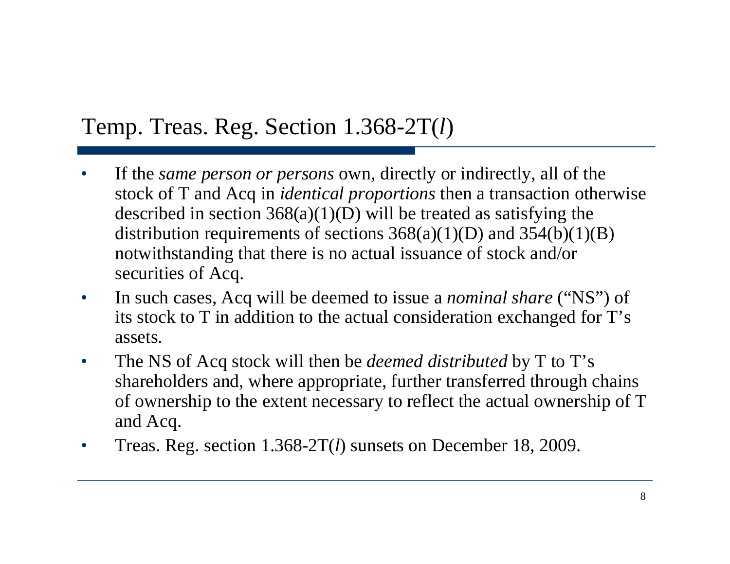# Temp. Treas. Reg. Section 1.368-2T(*l*)

- If the *same person or persons* own, directly or indirectly, all of the stock of T and Acq in *identical proportions* then a transaction otherwise described in section 368(a)(1)(D) will be treated as satisfying the distribution requirements of sections 368(a)(1)(D) and 354(b)(1)(B) notwithstanding that there is no actual issuance of stock and/or securities of Acq.
- In such cases, Acq will be deemed to issue a *nominal share* ("NS") of its stock to T in addition to the actual consideration exchanged for T's assets.
- The NS of Acq stock will then be *deemed distributed* by T to T's shareholders and, where appropriate, further transferred through chains of ownership to the extent necessary to reflect the actual ownership of T and Acq.
- Treas. Reg. section 1.368-2T(*l*) sunsets on December 18, 2009.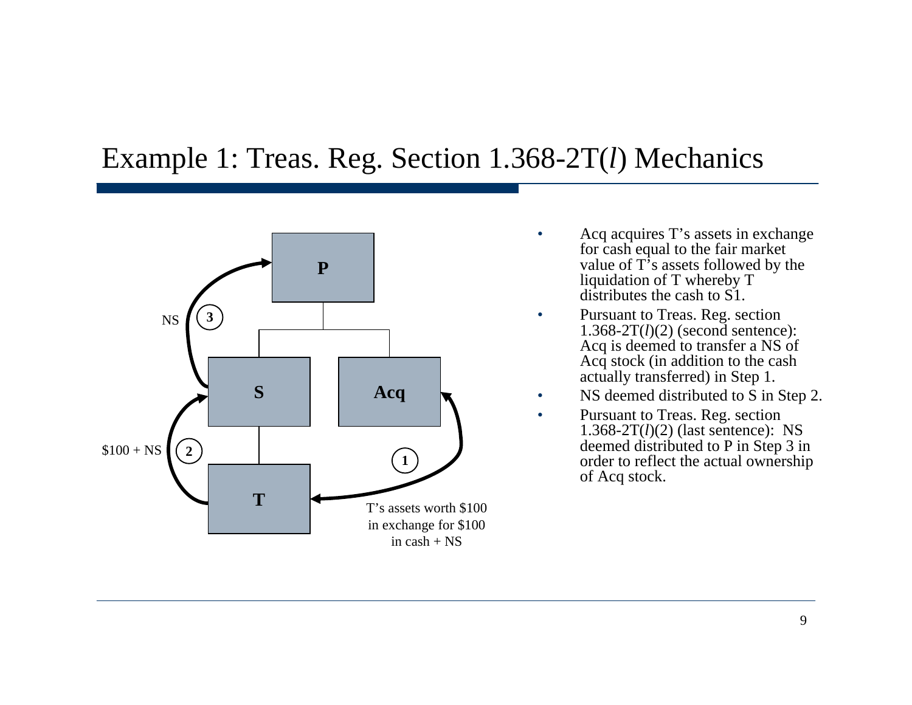# Example 1: Treas. Reg. Section 1.368-2T(*l*) Mechanics

P

NS (3)

S

Acq

$100 + NS (2)

(1)

T

T's assets worth $100 in exchange for $100 in cash + NS

- Acq acquires T's assets in exchange for cash equal to the fair market value of T's assets followed by the liquidation of T whereby T distributes the cash to S1.
- Pursuant to Treas. Reg. section 1.368-2T(*l*)(2) (second sentence): Acq is deemed to transfer a NS of Acq stock (in addition to the cash actually transferred) in Step 1.
- NS deemed distributed to S in Step 2.
- Pursuant to Treas. Reg. section 1.368-2T(*l*)(2) (last sentence): NS deemed distributed to P in Step 3 in order to reflect the actual ownership of Acq stock.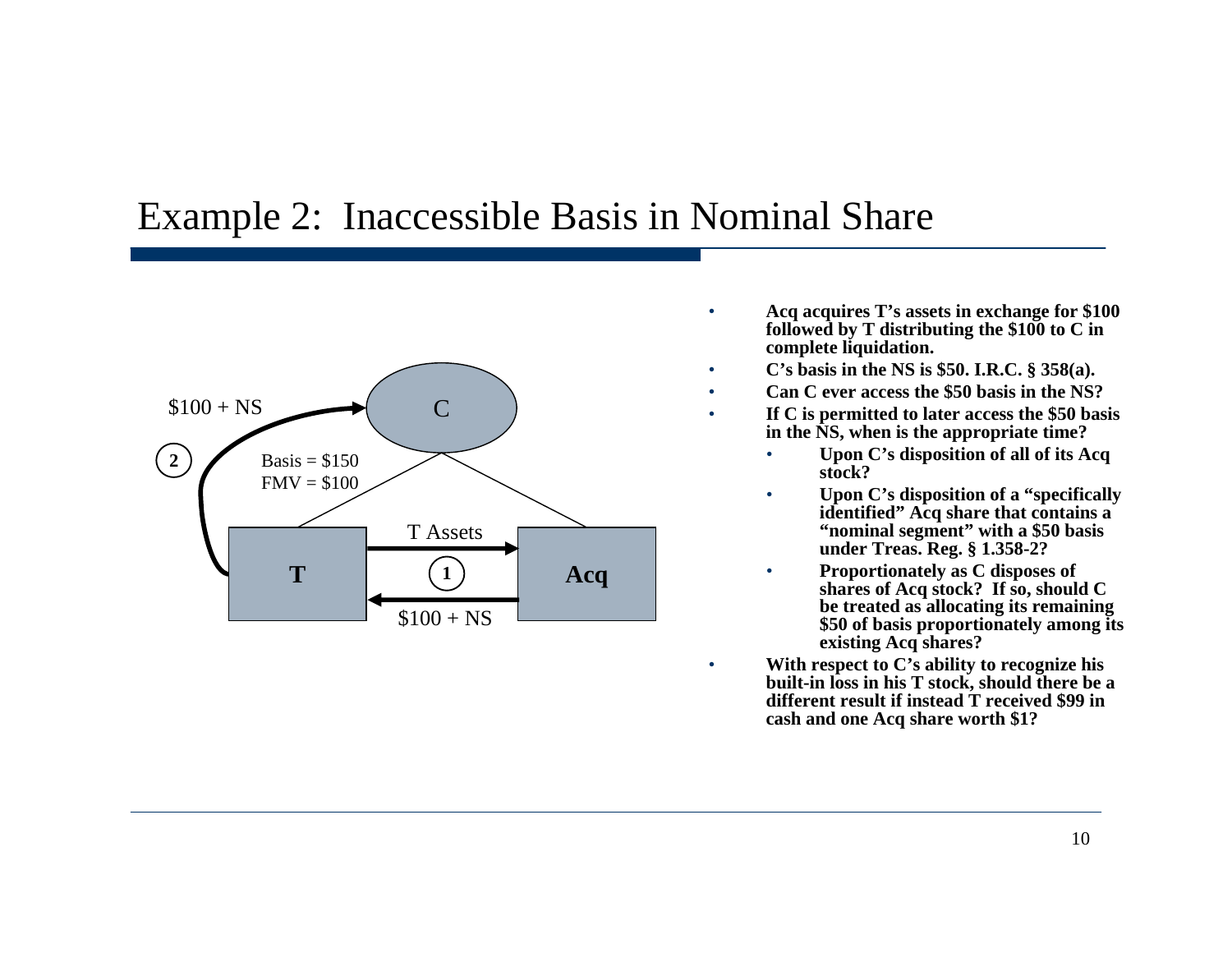# Example 2: Inaccessible Basis in Nominal Share

$100 + NS

C

2

Basis = $150
FMV = $100

T Assets

T

1

Acq

$100 + NS

- **Acq acquires T's assets in exchange for $100 followed by T distributing the $100 to C in complete liquidation.**
- **C's basis in the NS is $50. I.R.C. § 358(a).**
- **Can C ever access the $50 basis in the NS?**
- **If C is permitted to later access the $50 basis in the NS, when is the appropriate time?**
  - **Upon C's disposition of all of its Acq stock?**
  - **Upon C's disposition of a "specifically identified" Acq share that contains a "nominal segment" with a $50 basis under Treas. Reg. § 1.358-2?**
  - **Proportionately as C disposes of shares of Acq stock? If so, should C be treated as allocating its remaining $50 of basis proportionately among its existing Acq shares?**
- **With respect to C's ability to recognize his built-in loss in his T stock, should there be a different result if instead T received $99 in cash and one Acq share worth $1?**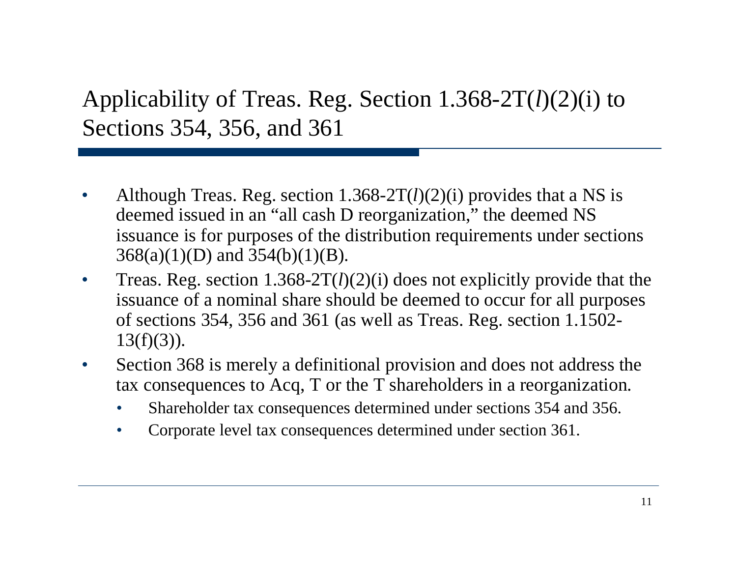## Applicability of Treas. Reg. Section 1.368-2T(*l*)(2)(i) to Sections 354, 356, and 361

- Although Treas. Reg. section 1.368-2T(*l*)(2)(i) provides that a NS is deemed issued in an "all cash D reorganization," the deemed NS issuance is for purposes of the distribution requirements under sections 368(a)(1)(D) and 354(b)(1)(B).
- Treas. Reg. section 1.368-2T(*l*)(2)(i) does not explicitly provide that the issuance of a nominal share should be deemed to occur for all purposes of sections 354, 356 and 361 (as well as Treas. Reg. section 1.1502-13(f)(3)).
- Section 368 is merely a definitional provision and does not address the tax consequences to Acq, T or the T shareholders in a reorganization.
  - Shareholder tax consequences determined under sections 354 and 356.
  - Corporate level tax consequences determined under section 361.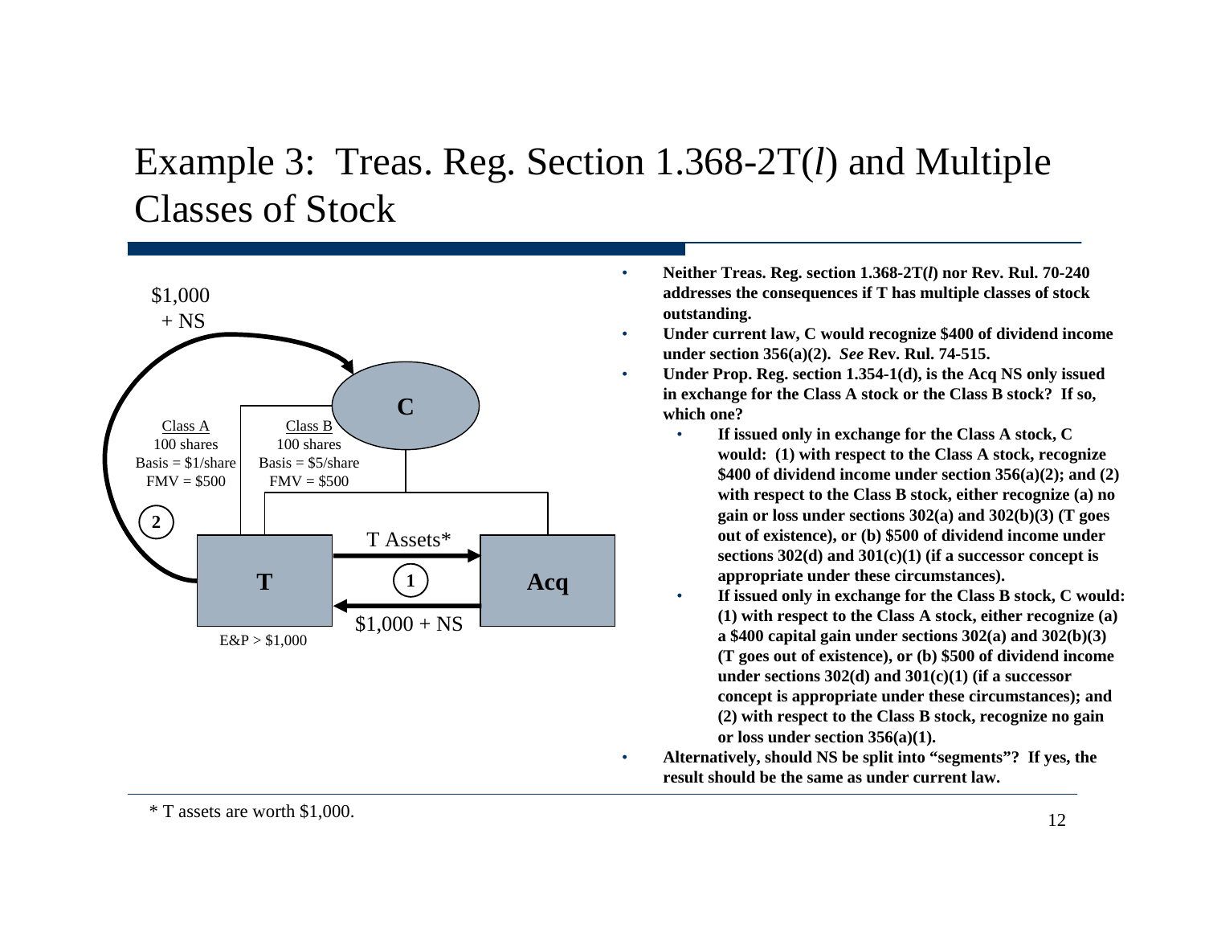# Example 3: Treas. Reg. Section 1.368-2T(*l*) and Multiple Classes of Stock

$1,000 + NS

**C**

Class A
100 shares
Basis = $1/share
FMV = $500

Class B
100 shares
Basis = $5/share
FMV = $500

2

**T**

E&P > $1,000

T Assets*

1

$1,000 + NS

**Acq**

- **Neither Treas. Reg. section 1.368-2T(*l*) nor Rev. Rul. 70-240 addresses the consequences if T has multiple classes of stock outstanding.**
- **Under current law, C would recognize $400 of dividend income under section 356(a)(2). *See* Rev. Rul. 74-515.**
- **Under Prop. Reg. section 1.354-1(d), is the Acq NS only issued in exchange for the Class A stock or the Class B stock? If so, which one?**
  - **If issued only in exchange for the Class A stock, C would: (1) with respect to the Class A stock, recognize $400 of dividend income under section 356(a)(2); and (2) with respect to the Class B stock, either recognize (a) no gain or loss under sections 302(a) and 302(b)(3) (T goes out of existence), or (b) $500 of dividend income under sections 302(d) and 301(c)(1) (if a successor concept is appropriate under these circumstances).**
  - **If issued only in exchange for the Class B stock, C would: (1) with respect to the Class A stock, either recognize (a) a $400 capital gain under sections 302(a) and 302(b)(3) (T goes out of existence), or (b) $500 of dividend income under sections 302(d) and 301(c)(1) (if a successor concept is appropriate under these circumstances); and (2) with respect to the Class B stock, recognize no gain or loss under section 356(a)(1).**
- **Alternatively, should NS be split into "segments"? If yes, the result should be the same as under current law.**

\* T assets are worth $1,000.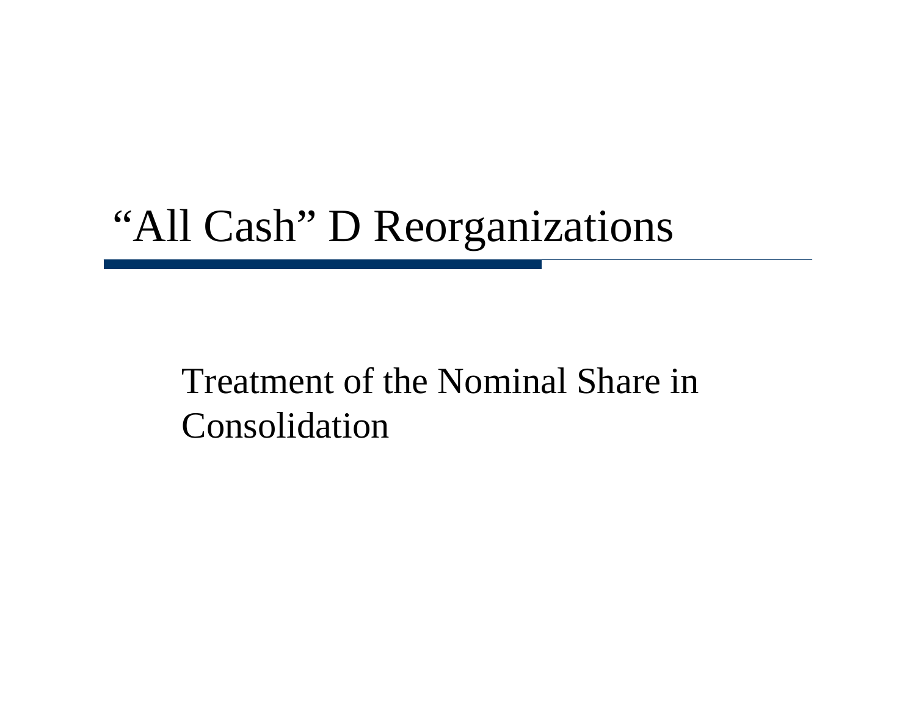# “All Cash” D Reorganizations

Treatment of the Nominal Share in Consolidation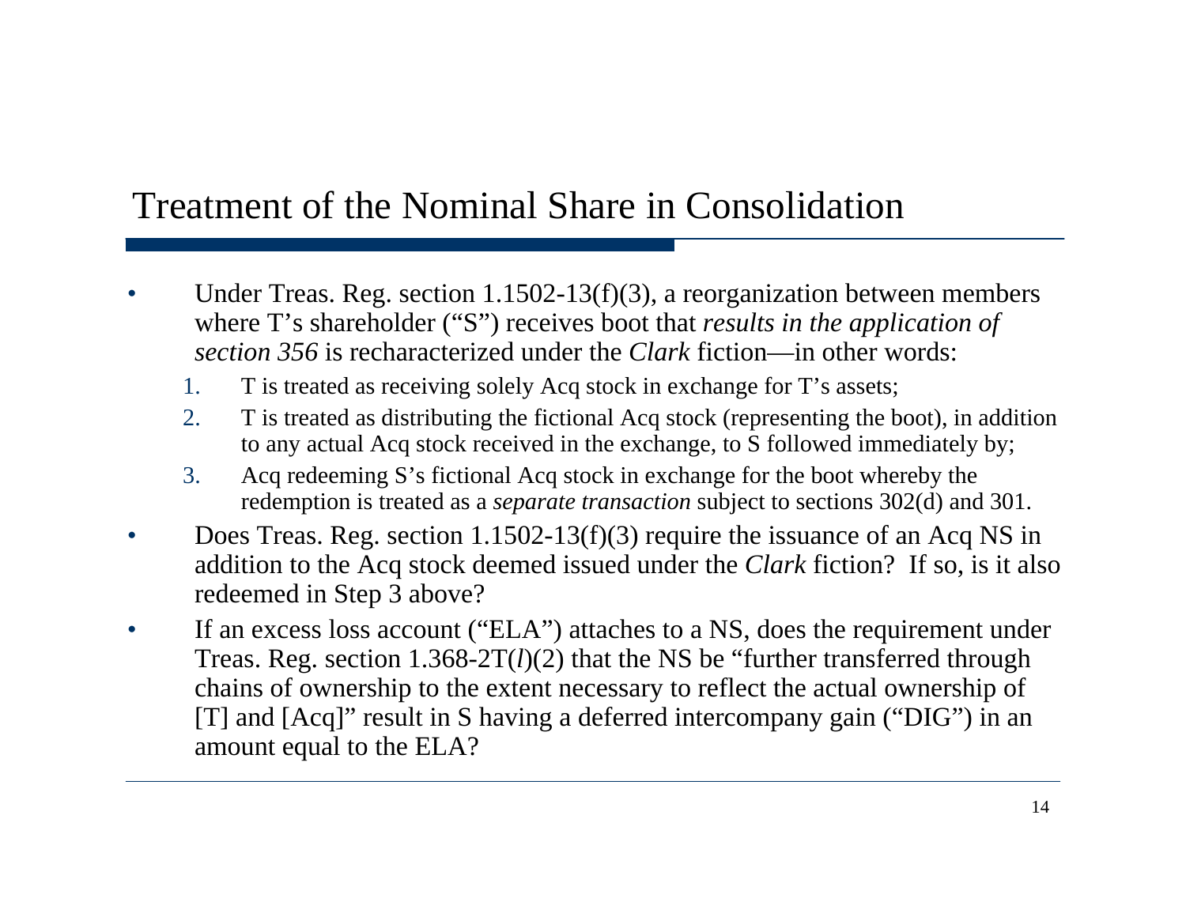# Treatment of the Nominal Share in Consolidation

- Under Treas. Reg. section 1.1502-13(f)(3), a reorganization between members where T's shareholder ("S") receives boot that *results in the application of section 356* is recharacterized under the *Clark* fiction—in other words:
    1. T is treated as receiving solely Acq stock in exchange for T's assets;
    2. T is treated as distributing the fictional Acq stock (representing the boot), in addition to any actual Acq stock received in the exchange, to S followed immediately by;
    3. Acq redeeming S's fictional Acq stock in exchange for the boot whereby the redemption is treated as a *separate transaction* subject to sections 302(d) and 301.
- Does Treas. Reg. section 1.1502-13(f)(3) require the issuance of an Acq NS in addition to the Acq stock deemed issued under the *Clark* fiction? If so, is it also redeemed in Step 3 above?
- If an excess loss account ("ELA") attaches to a NS, does the requirement under Treas. Reg. section 1.368-2T(*l*)(2) that the NS be "further transferred through chains of ownership to the extent necessary to reflect the actual ownership of [T] and [Acq]" result in S having a deferred intercompany gain ("DIG") in an amount equal to the ELA?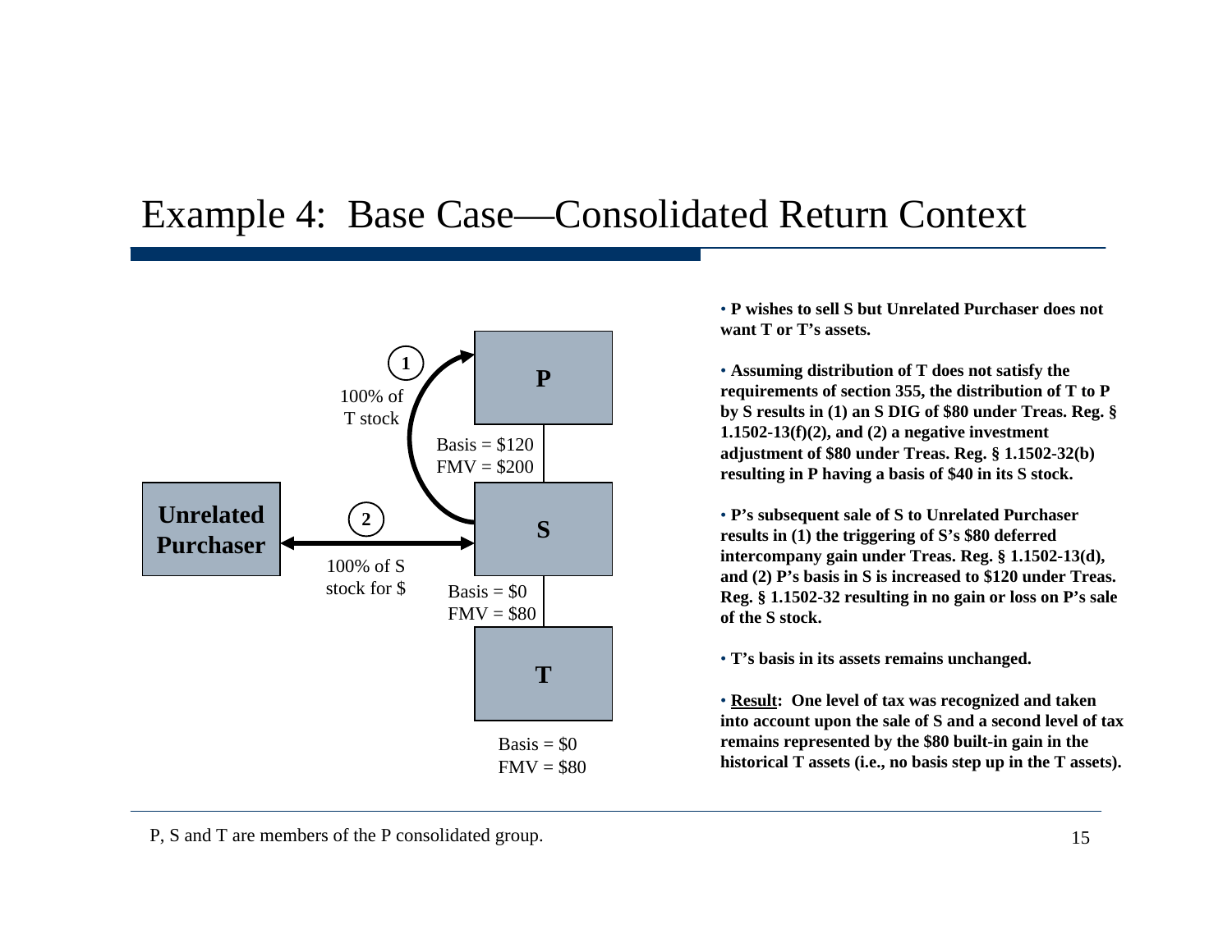# Example 4: Base Case—Consolidated Return Context

P

S

T

Unrelated Purchaser

1 — 100% of T stock

2 — 100% of S stock for $

Basis = $120
FMV = $200

Basis = $0
FMV = $80

Basis = $0
FMV = $80

- **P wishes to sell S but Unrelated Purchaser does not want T or T's assets.**

- **Assuming distribution of T does not satisfy the requirements of section 355, the distribution of T to P by S results in (1) an S DIG of $80 under Treas. Reg. § 1.1502-13(f)(2), and (2) a negative investment adjustment of $80 under Treas. Reg. § 1.1502-32(b) resulting in P having a basis of $40 in its S stock.**

- **P's subsequent sale of S to Unrelated Purchaser results in (1) the triggering of S's $80 deferred intercompany gain under Treas. Reg. § 1.1502-13(d), and (2) P's basis in S is increased to $120 under Treas. Reg. § 1.1502-32 resulting in no gain or loss on P's sale of the S stock.**

- **T's basis in its assets remains unchanged.**

- **Result: One level of tax was recognized and taken into account upon the sale of S and a second level of tax remains represented by the $80 built-in gain in the historical T assets (i.e., no basis step up in the T assets).**

P, S and T are members of the P consolidated group.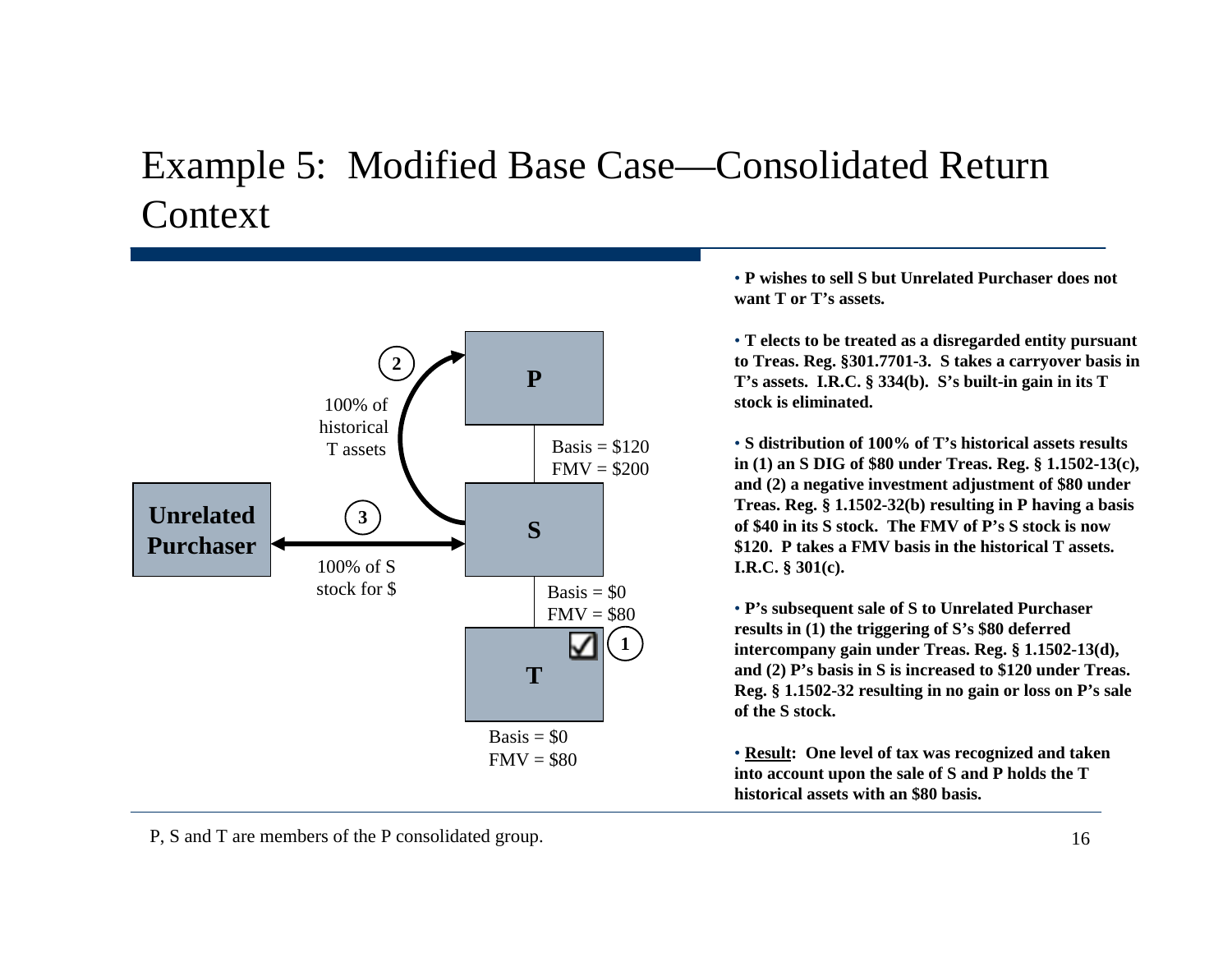# Example 5: Modified Base Case—Consolidated Return Context

P

S

T

Unrelated Purchaser

(1) (2) (3)

100% of historical T assets

100% of S stock for $

Basis = $120
FMV = $200

Basis = $0
FMV = $80

Basis = $0
FMV = $80

- **P wishes to sell S but Unrelated Purchaser does not want T or T's assets.**

- **T elects to be treated as a disregarded entity pursuant to Treas. Reg. §301.7701-3. S takes a carryover basis in T's assets. I.R.C. § 334(b). S's built-in gain in its T stock is eliminated.**

- **S distribution of 100% of T's historical assets results in (1) an S DIG of $80 under Treas. Reg. § 1.1502-13(c), and (2) a negative investment adjustment of $80 under Treas. Reg. § 1.1502-32(b) resulting in P having a basis of $40 in its S stock. The FMV of P's S stock is now $120. P takes a FMV basis in the historical T assets. I.R.C. § 301(c).**

- **P's subsequent sale of S to Unrelated Purchaser results in (1) the triggering of S's $80 deferred intercompany gain under Treas. Reg. § 1.1502-13(d), and (2) P's basis in S is increased to $120 under Treas. Reg. § 1.1502-32 resulting in no gain or loss on P's sale of the S stock.**

- **Result: One level of tax was recognized and taken into account upon the sale of S and P holds the T historical assets with an $80 basis.**

P, S and T are members of the P consolidated group.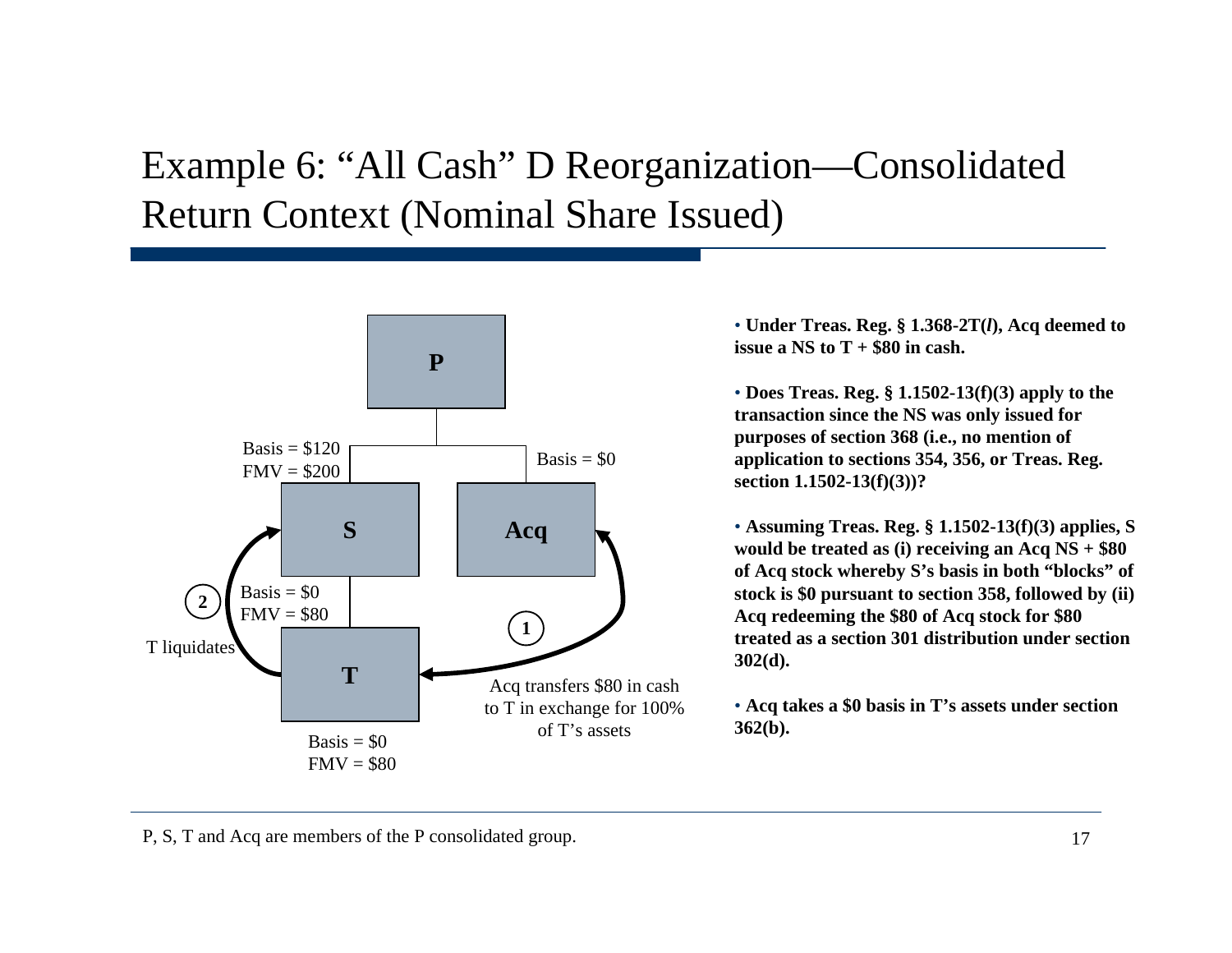# Example 6: "All Cash" D Reorganization—Consolidated Return Context (Nominal Share Issued)

P

Basis = $120
FMV = $200

Basis = $0

S

Acq

Basis = $0
FMV = $80

2

T liquidates

1

T

Acq transfers $80 in cash to T in exchange for 100% of T's assets

Basis = $0
FMV = $80

- **Under Treas. Reg. § 1.368-2T(*l*), Acq deemed to issue a NS to T + $80 in cash.**
- **Does Treas. Reg. § 1.1502-13(f)(3) apply to the transaction since the NS was only issued for purposes of section 368 (i.e., no mention of application to sections 354, 356, or Treas. Reg. section 1.1502-13(f)(3))?**
- **Assuming Treas. Reg. § 1.1502-13(f)(3) applies, S would be treated as (i) receiving an Acq NS + $80 of Acq stock whereby S's basis in both "blocks" of stock is $0 pursuant to section 358, followed by (ii) Acq redeeming the $80 of Acq stock for $80 treated as a section 301 distribution under section 302(d).**
- **Acq takes a $0 basis in T's assets under section 362(b).**

P, S, T and Acq are members of the P consolidated group.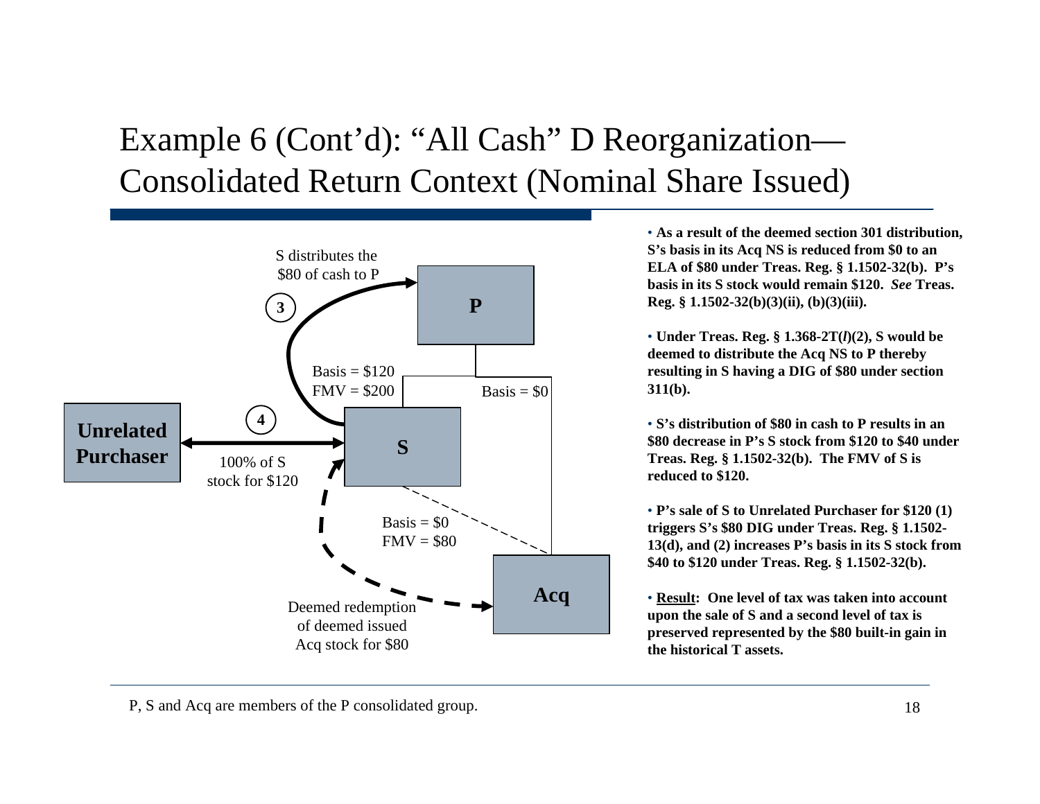# Example 6 (Cont'd): "All Cash" D Reorganization—Consolidated Return Context (Nominal Share Issued)

S distributes the $80 of cash to P

3

P

Basis = $120
FMV = $200

Basis = $0

4

Unrelated Purchaser

S

100% of S stock for $120

Basis = $0
FMV = $80

Acq

Deemed redemption of deemed issued Acq stock for $80

- **As a result of the deemed section 301 distribution, S's basis in its Acq NS is reduced from $0 to an ELA of $80 under Treas. Reg. § 1.1502-32(b). P's basis in its S stock would remain $120. *See* Treas. Reg. § 1.1502-32(b)(3)(ii), (b)(3)(iii).**

- **Under Treas. Reg. § 1.368-2T(*l*)(2), S would be deemed to distribute the Acq NS to P thereby resulting in S having a DIG of $80 under section 311(b).**

- **S's distribution of $80 in cash to P results in an $80 decrease in P's S stock from $120 to $40 under Treas. Reg. § 1.1502-32(b). The FMV of S is reduced to $120.**

- **P's sale of S to Unrelated Purchaser for $120 (1) triggers S's $80 DIG under Treas. Reg. § 1.1502-13(d), and (2) increases P's basis in its S stock from $40 to $120 under Treas. Reg. § 1.1502-32(b).**

- **<u>Result</u>: One level of tax was taken into account upon the sale of S and a second level of tax is preserved represented by the $80 built-in gain in the historical T assets.**

P, S and Acq are members of the P consolidated group.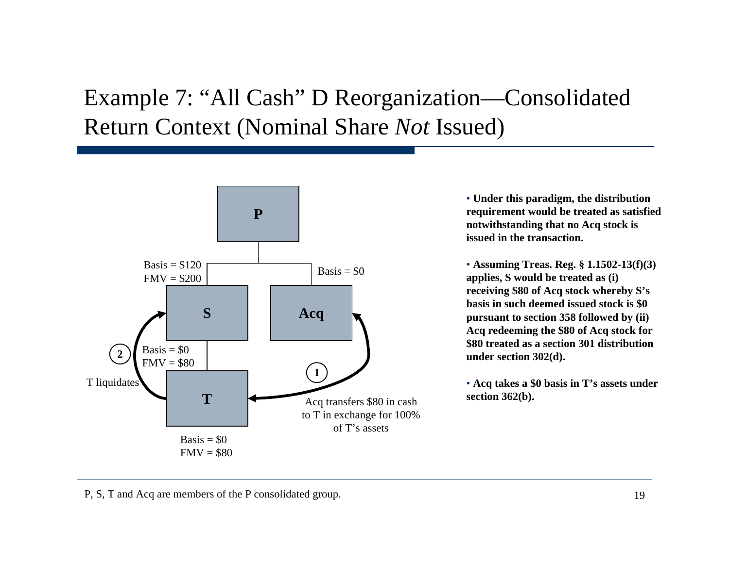# Example 7: "All Cash" D Reorganization—Consolidated Return Context (Nominal Share *Not* Issued)

P

Basis = $120
FMV = $200

Basis = $0

S

Acq

2

Basis = $0
FMV = $80

1

T liquidates

T

Acq transfers $80 in cash to T in exchange for 100% of T's assets

Basis = $0
FMV = $80

- **Under this paradigm, the distribution requirement would be treated as satisfied notwithstanding that no Acq stock is issued in the transaction.**

- **Assuming Treas. Reg. § 1.1502-13(f)(3) applies, S would be treated as (i) receiving $80 of Acq stock whereby S's basis in such deemed issued stock is $0 pursuant to section 358 followed by (ii) Acq redeeming the $80 of Acq stock for $80 treated as a section 301 distribution under section 302(d).**

- **Acq takes a $0 basis in T's assets under section 362(b).**

P, S, T and Acq are members of the P consolidated group.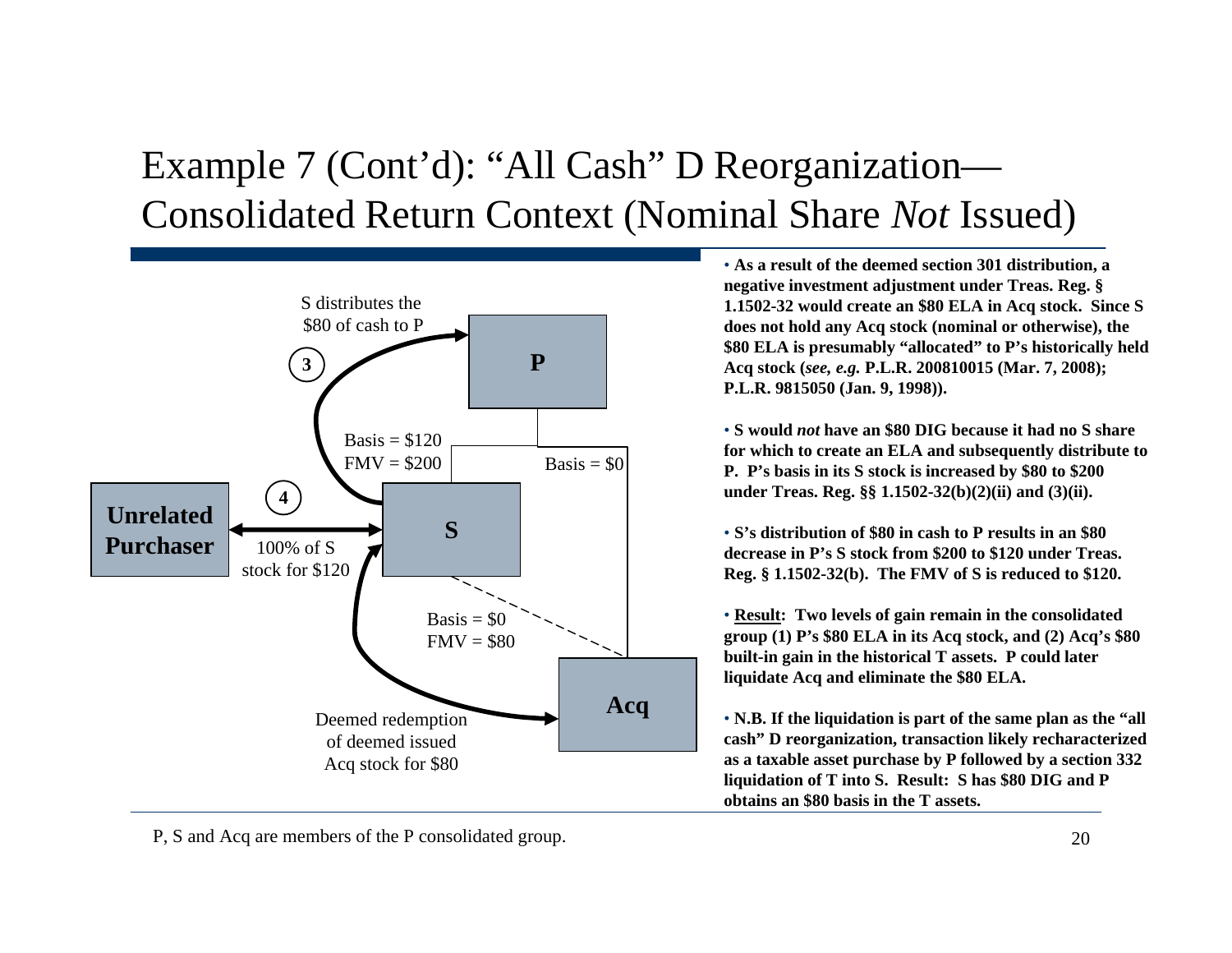# Example 7 (Cont'd): "All Cash" D Reorganization—Consolidated Return Context (Nominal Share *Not* Issued)

S distributes the $80 of cash to P

3

P

Basis = $120
FMV = $200

Basis = $0

4

Unrelated Purchaser

S

100% of S stock for $120

Basis = $0
FMV = $80

Acq

Deemed redemption of deemed issued Acq stock for $80

- **As a result of the deemed section 301 distribution, a negative investment adjustment under Treas. Reg. § 1.1502-32 would create an $80 ELA in Acq stock. Since S does not hold any Acq stock (nominal or otherwise), the $80 ELA is presumably "allocated" to P's historically held Acq stock (*see, e.g.* P.L.R. 200810015 (Mar. 7, 2008); P.L.R. 9815050 (Jan. 9, 1998)).**
- **S would *not* have an $80 DIG because it had no S share for which to create an ELA and subsequently distribute to P. P's basis in its S stock is increased by $80 to $200 under Treas. Reg. §§ 1.1502-32(b)(2)(ii) and (3)(ii).**
- **S's distribution of $80 in cash to P results in an $80 decrease in P's S stock from $200 to $120 under Treas. Reg. § 1.1502-32(b). The FMV of S is reduced to $120.**
- **<u>Result</u>: Two levels of gain remain in the consolidated group (1) P's $80 ELA in its Acq stock, and (2) Acq's $80 built-in gain in the historical T assets. P could later liquidate Acq and eliminate the $80 ELA.**
- **N.B. If the liquidation is part of the same plan as the "all cash" D reorganization, transaction likely recharacterized as a taxable asset purchase by P followed by a section 332 liquidation of T into S. Result: S has $80 DIG and P obtains an $80 basis in the T assets.**

P, S and Acq are members of the P consolidated group.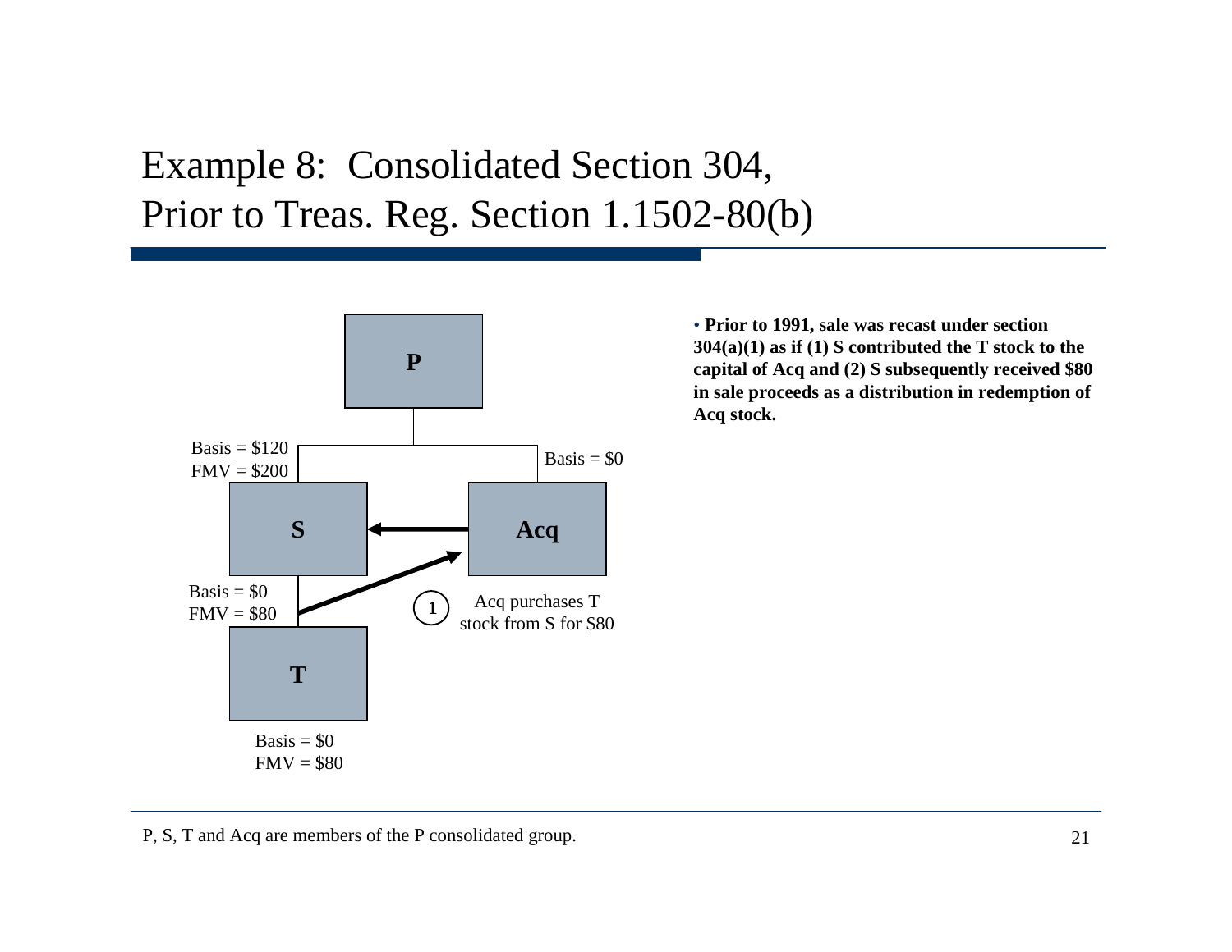# Example 8: Consolidated Section 304, Prior to Treas. Reg. Section 1.1502-80(b)

P

Basis = $120
FMV = $200

Basis = $0

S

Acq

Basis = $0
FMV = $80

1 Acq purchases T stock from S for $80

T

Basis = $0
FMV = $80

- **Prior to 1991, sale was recast under section 304(a)(1) as if (1) S contributed the T stock to the capital of Acq and (2) S subsequently received $80 in sale proceeds as a distribution in redemption of Acq stock.**

P, S, T and Acq are members of the P consolidated group.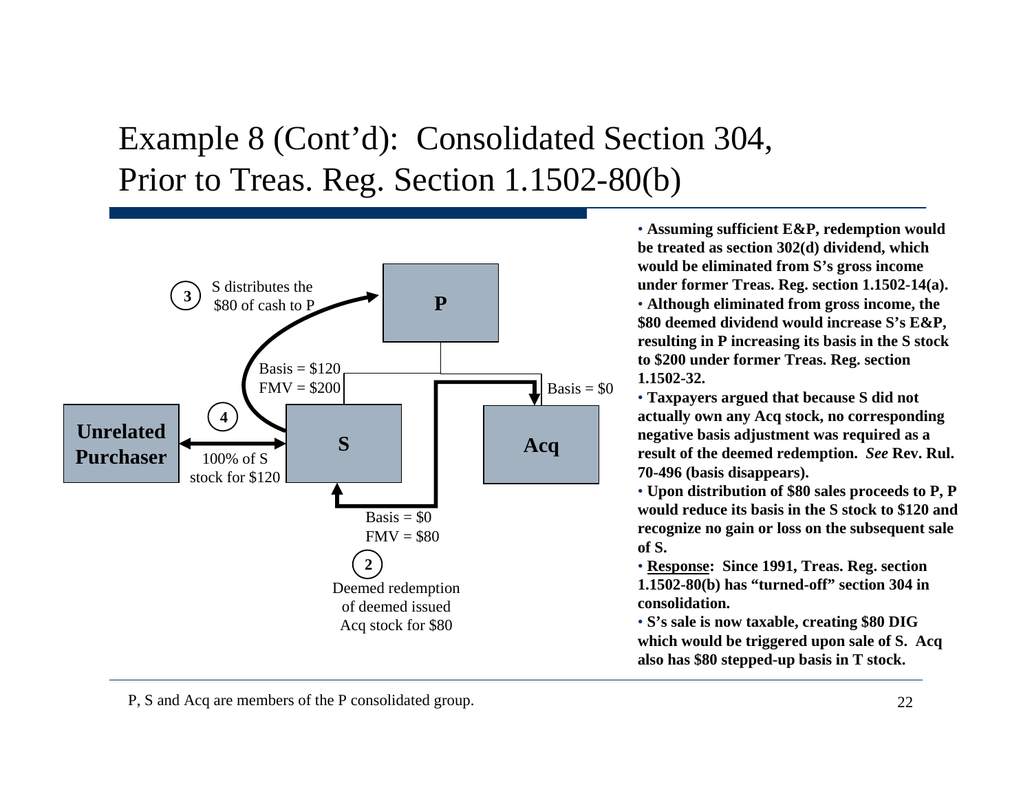# Example 8 (Cont'd): Consolidated Section 304, Prior to Treas. Reg. Section 1.1502-80(b)

P

S

Acq

Unrelated Purchaser

Basis = $120
FMV = $200

Basis = $0

(3) S distributes the $80 of cash to P

(4) 100% of S stock for $120

Basis = $0
FMV = $80

(2) Deemed redemption of deemed issued Acq stock for $80

- **Assuming sufficient E&P, redemption would be treated as section 302(d) dividend, which would be eliminated from S's gross income under former Treas. Reg. section 1.1502-14(a).**
- **Although eliminated from gross income, the $80 deemed dividend would increase S's E&P, resulting in P increasing its basis in the S stock to $200 under former Treas. Reg. section 1.1502-32.**
- **Taxpayers argued that because S did not actually own any Acq stock, no corresponding negative basis adjustment was required as a result of the deemed redemption. *See* Rev. Rul. 70-496 (basis disappears).**
- **Upon distribution of $80 sales proceeds to P, P would reduce its basis in the S stock to $120 and recognize no gain or loss on the subsequent sale of S.**
- **<u>Response</u>: Since 1991, Treas. Reg. section 1.1502-80(b) has "turned-off" section 304 in consolidation.**
- **S's sale is now taxable, creating $80 DIG which would be triggered upon sale of S. Acq also has $80 stepped-up basis in T stock.**

P, S and Acq are members of the P consolidated group.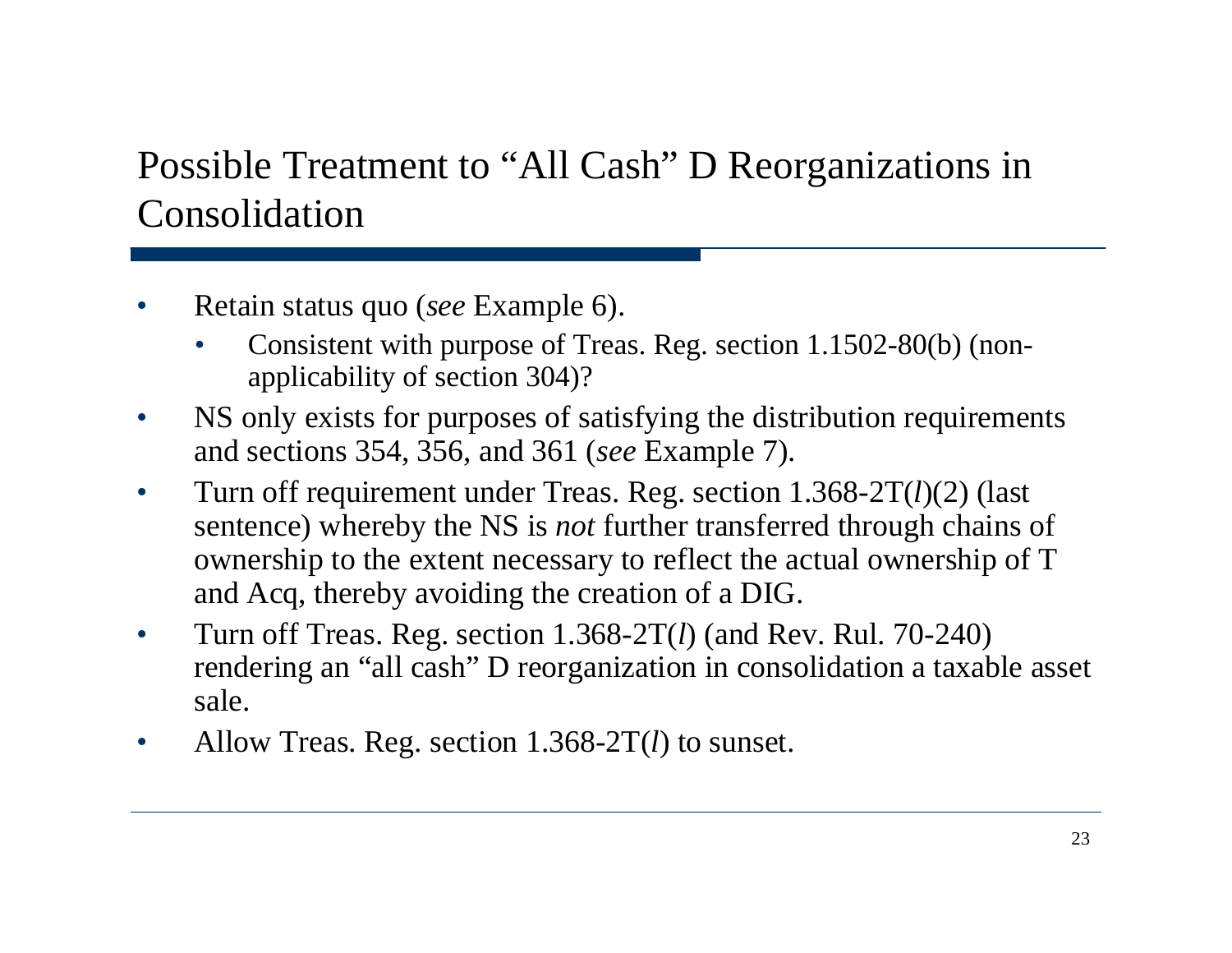## Possible Treatment to “All Cash” D Reorganizations in Consolidation

- Retain status quo (*see* Example 6).
  - Consistent with purpose of Treas. Reg. section 1.1502-80(b) (non-applicability of section 304)?
- NS only exists for purposes of satisfying the distribution requirements and sections 354, 356, and 361 (*see* Example 7).
- Turn off requirement under Treas. Reg. section 1.368-2T(*l*)(2) (last sentence) whereby the NS is *not* further transferred through chains of ownership to the extent necessary to reflect the actual ownership of T and Acq, thereby avoiding the creation of a DIG.
- Turn off Treas. Reg. section 1.368-2T(*l*) (and Rev. Rul. 70-240) rendering an “all cash” D reorganization in consolidation a taxable asset sale.
- Allow Treas. Reg. section 1.368-2T(*l*) to sunset.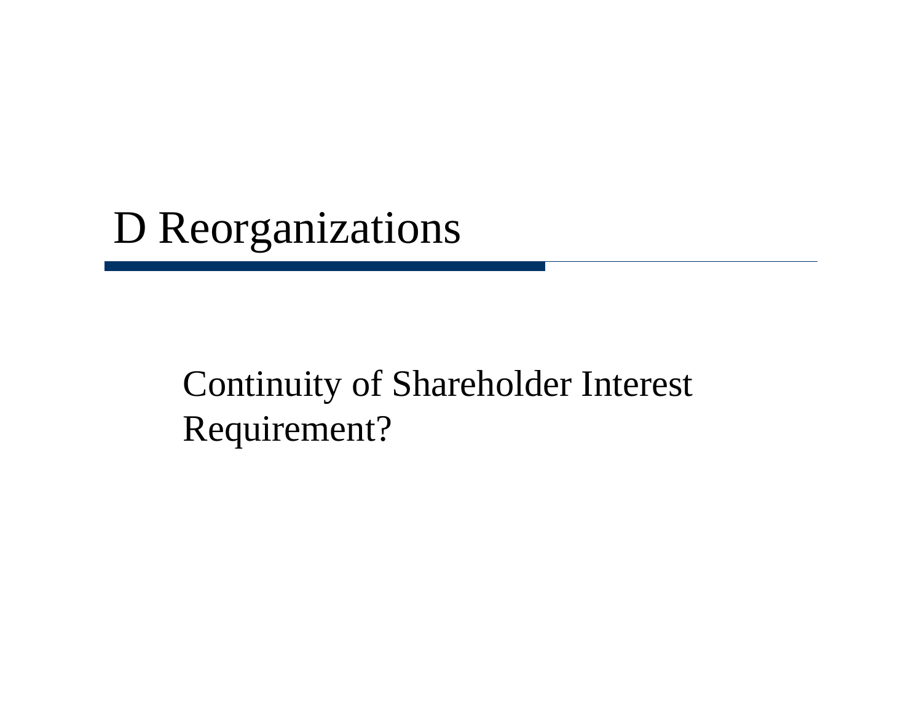# D Reorganizations

Continuity of Shareholder Interest Requirement?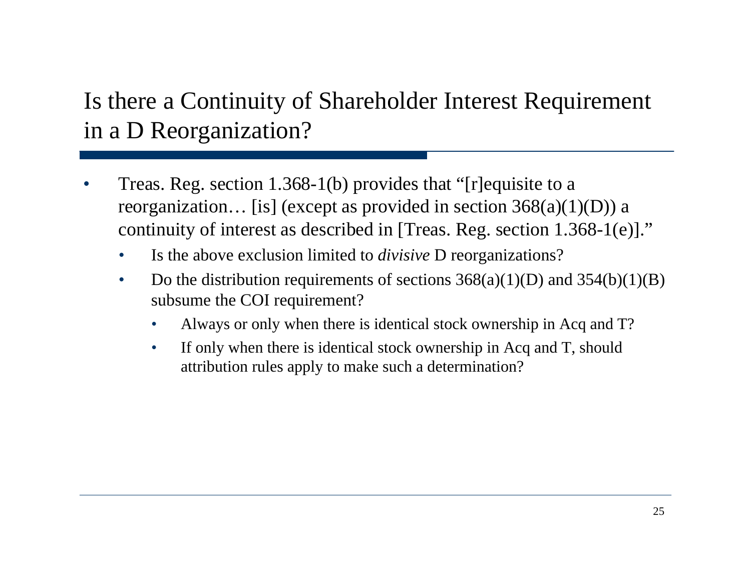# Is there a Continuity of Shareholder Interest Requirement in a D Reorganization?

- Treas. Reg. section 1.368-1(b) provides that "[r]equisite to a reorganization… [is] (except as provided in section 368(a)(1)(D)) a continuity of interest as described in [Treas. Reg. section 1.368-1(e)]."
  - Is the above exclusion limited to *divisive* D reorganizations?
  - Do the distribution requirements of sections 368(a)(1)(D) and 354(b)(1)(B) subsume the COI requirement?
    - Always or only when there is identical stock ownership in Acq and T?
    - If only when there is identical stock ownership in Acq and T, should attribution rules apply to make such a determination?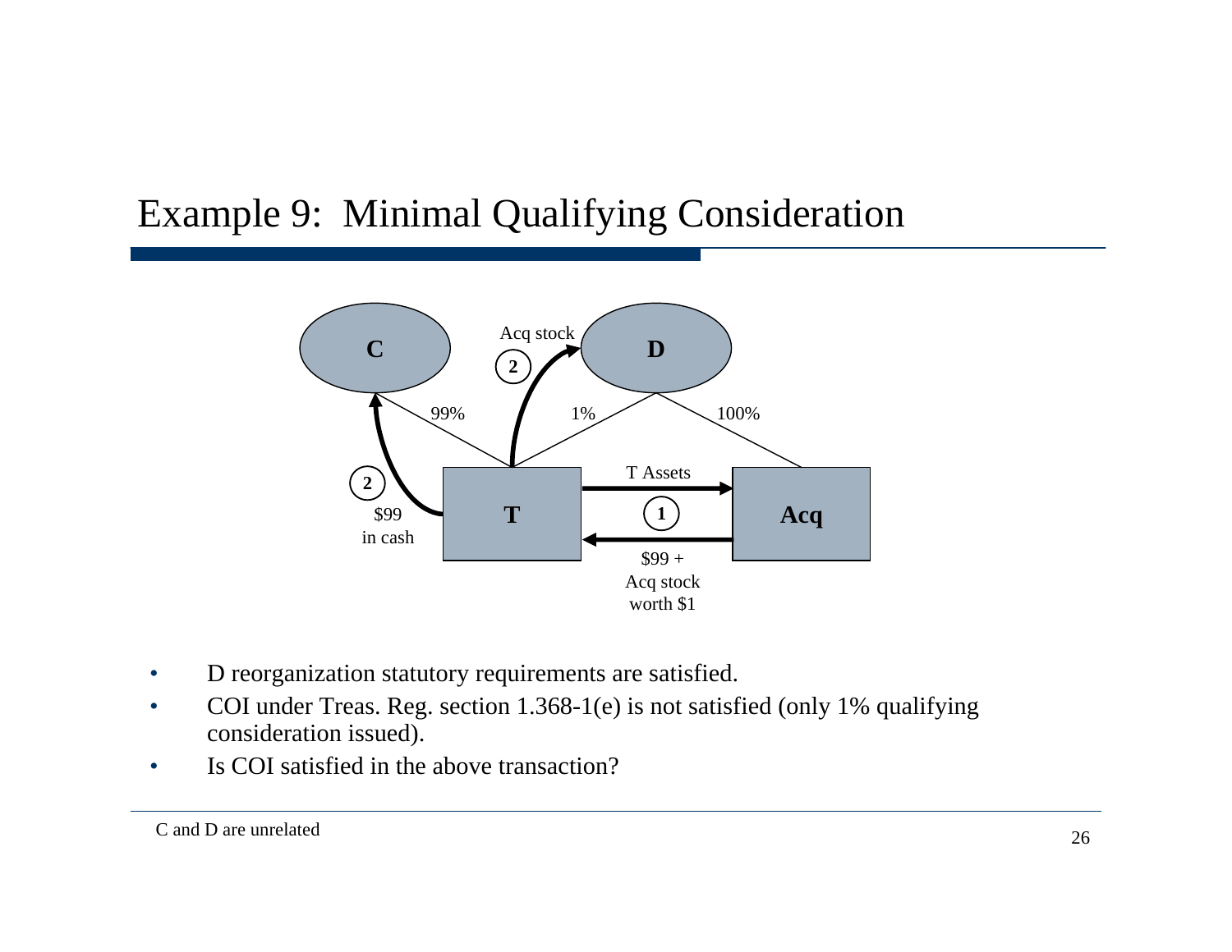# Example 9: Minimal Qualifying Consideration

C — 99% — T
D — 1% — T
D — 100% — Acq

(1) T Assets: T → Acq
(1) $99 + Acq stock worth $1: Acq → T
(2) $99 in cash: T → C
(2) Acq stock: T → D

- D reorganization statutory requirements are satisfied.
- COI under Treas. Reg. section 1.368-1(e) is not satisfied (only 1% qualifying consideration issued).
- Is COI satisfied in the above transaction?

C and D are unrelated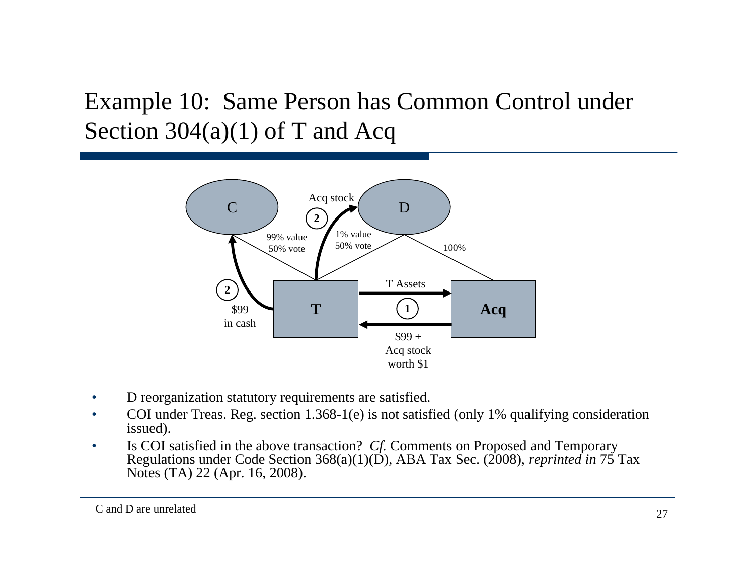# Example 10: Same Person has Common Control under Section 304(a)(1) of T and Acq

C — 99% value, 50% vote — T

D — 1% value, 50% vote — T

D — 100% — Acq

(1) T → Acq: T Assets

(1) Acq → T: $99 + Acq stock worth $1

(2) T → C: $99 in cash

(2) T → D: Acq stock

- D reorganization statutory requirements are satisfied.
- COI under Treas. Reg. section 1.368-1(e) is not satisfied (only 1% qualifying consideration issued).
- Is COI satisfied in the above transaction? *Cf.* Comments on Proposed and Temporary Regulations under Code Section 368(a)(1)(D), ABA Tax Sec. (2008), *reprinted in* 75 Tax Notes (TA) 22 (Apr. 16, 2008).

C and D are unrelated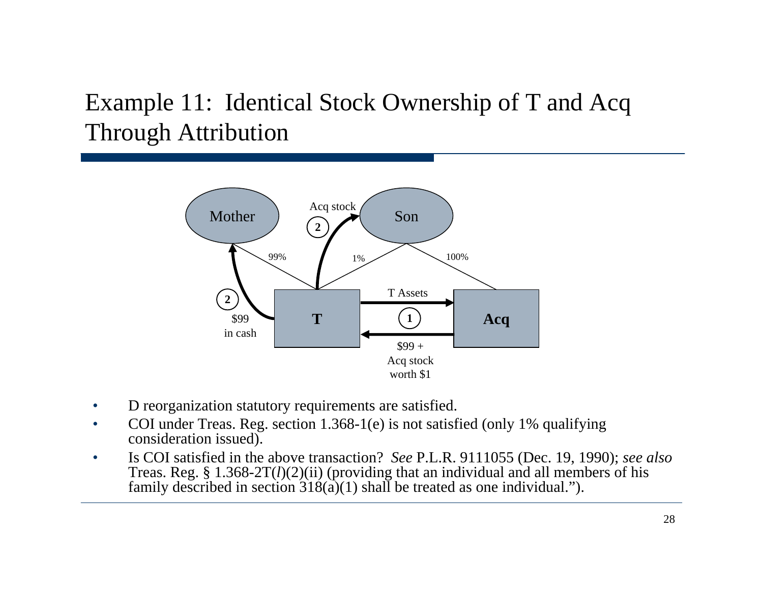# Example 11: Identical Stock Ownership of T and Acq Through Attribution

Mother

Son

Acq stock

2

99%

1%

100%

T Assets

2

1

$99 in cash

**T**

**Acq**

$99 + Acq stock worth $1

- D reorganization statutory requirements are satisfied.
- COI under Treas. Reg. section 1.368-1(e) is not satisfied (only 1% qualifying consideration issued).
- Is COI satisfied in the above transaction? *See* P.L.R. 9111055 (Dec. 19, 1990); *see also* Treas. Reg. § 1.368-2T(*l*)(2)(ii) (providing that an individual and all members of his family described in section 318(a)(1) shall be treated as one individual.").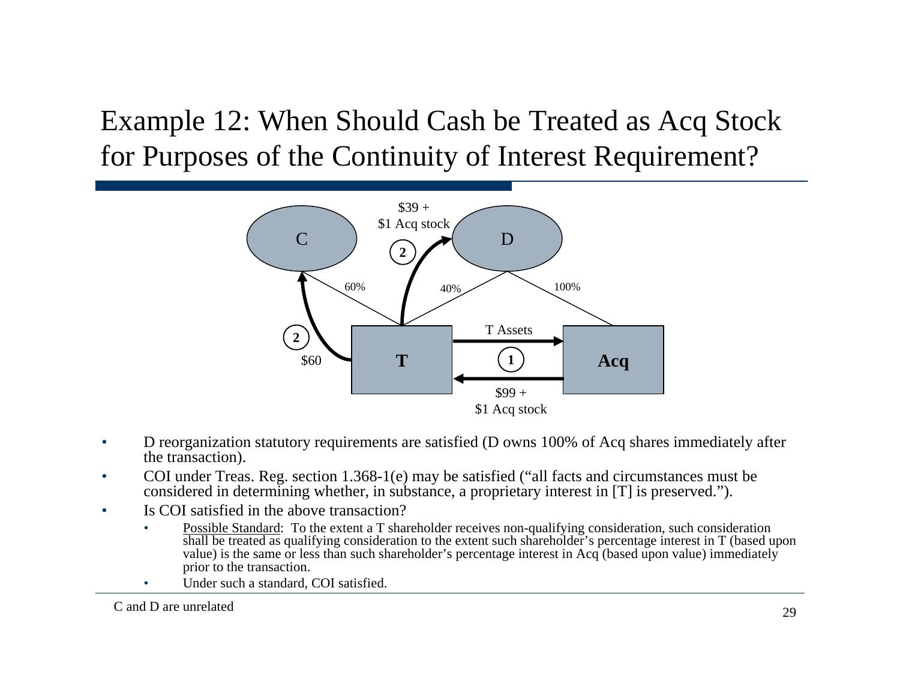# Example 12: When Should Cash be Treated as Acq Stock for Purposes of the Continuity of Interest Requirement?

C | D

$39 + $1 Acq stock

60% | 40% | 100%

T | Acq

T Assets

$60

$99 + $1 Acq stock

- D reorganization statutory requirements are satisfied (D owns 100% of Acq shares immediately after the transaction).
- COI under Treas. Reg. section 1.368-1(e) may be satisfied ("all facts and circumstances must be considered in determining whether, in substance, a proprietary interest in [T] is preserved.").
- Is COI satisfied in the above transaction?
  - Possible Standard: To the extent a T shareholder receives non-qualifying consideration, such consideration shall be treated as qualifying consideration to the extent such shareholder's percentage interest in T (based upon value) is the same or less than such shareholder's percentage interest in Acq (based upon value) immediately prior to the transaction.
  - Under such a standard, COI satisfied.

C and D are unrelated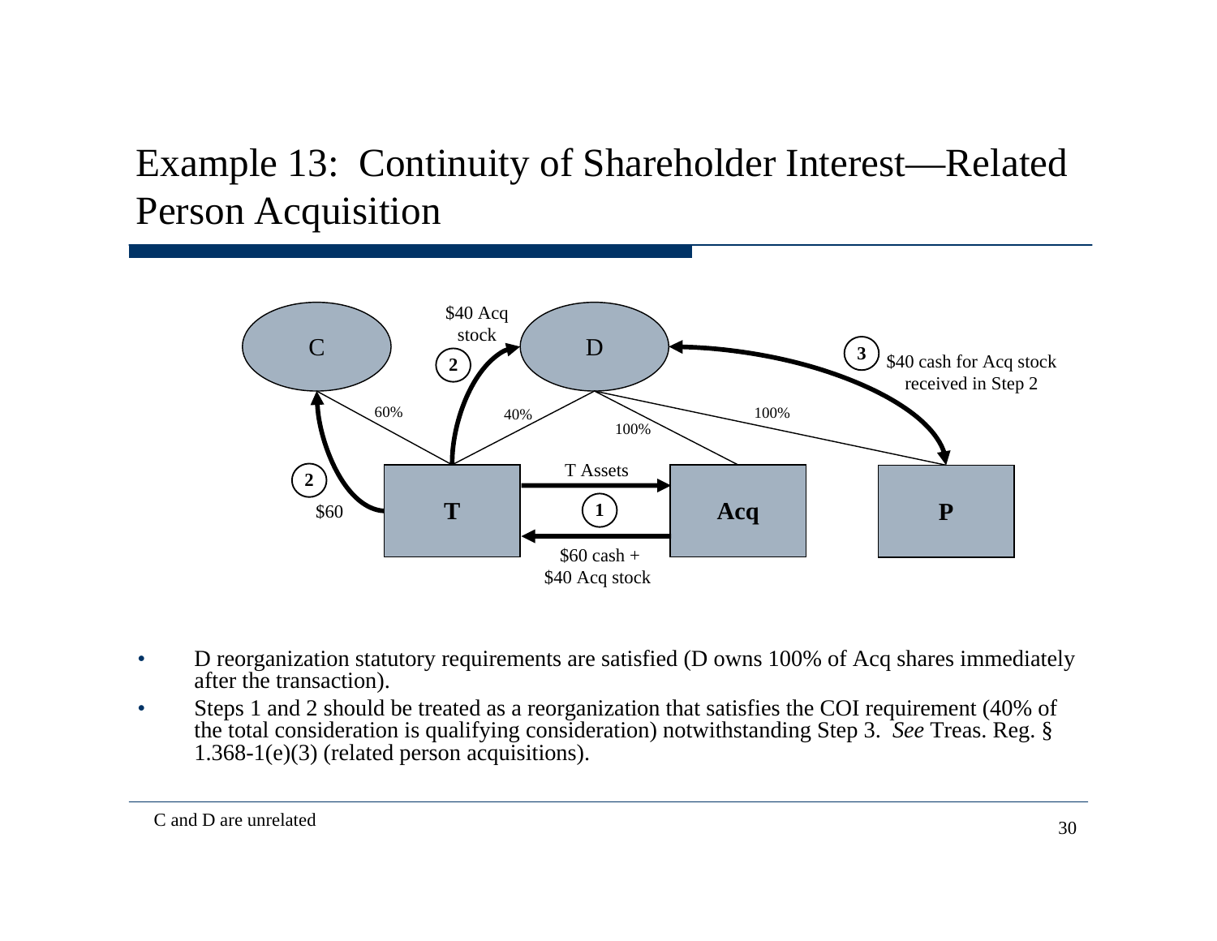# Example 13: Continuity of Shareholder Interest—Related Person Acquisition

C

D

T

Acq

P

60%

40%

100%

100%

2 $60

2 $40 Acq stock

1 T Assets

$60 cash + $40 Acq stock

3 $40 cash for Acq stock received in Step 2

- D reorganization statutory requirements are satisfied (D owns 100% of Acq shares immediately after the transaction).
- Steps 1 and 2 should be treated as a reorganization that satisfies the COI requirement (40% of the total consideration is qualifying consideration) notwithstanding Step 3. *See* Treas. Reg. § 1.368-1(e)(3) (related person acquisitions).

C and D are unrelated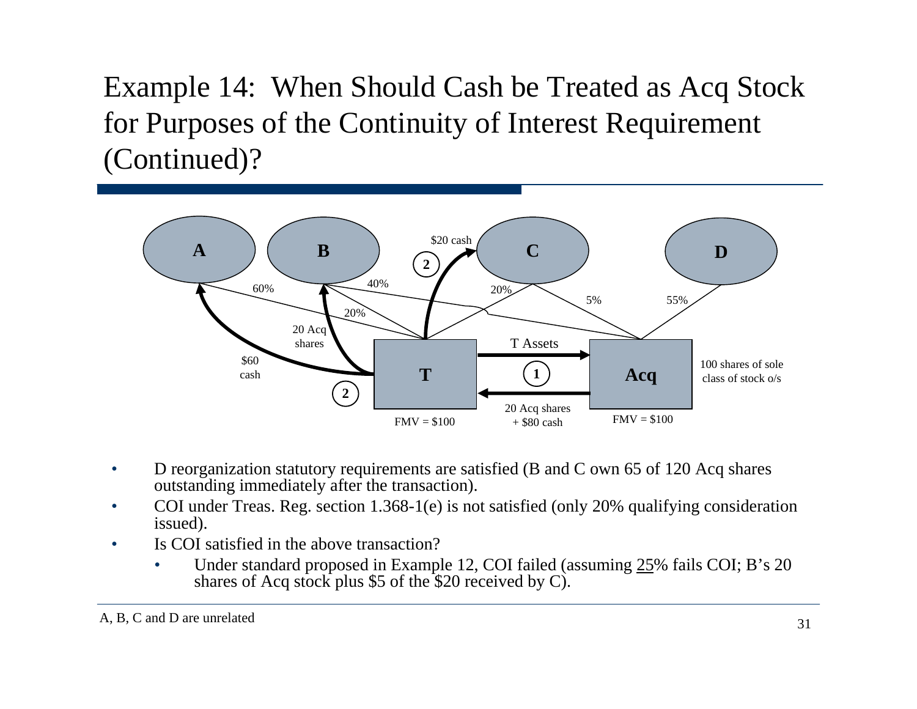# Example 14: When Should Cash be Treated as Acq Stock for Purposes of the Continuity of Interest Requirement (Continued)?

A — 60% — T
B — 40% — Acq
B — 20% — T
C — 20% — T
C — 5% — Acq
D — 55% — Acq

1. T Assets → Acq; Acq → T: 20 Acq shares + \$80 cash
2. T → A: \$60 cash; T → B: 20 Acq shares; T → C: \$20 cash

T: FMV = \$100

Acq: FMV = \$100; 100 shares of sole class of stock o/s

- D reorganization statutory requirements are satisfied (B and C own 65 of 120 Acq shares outstanding immediately after the transaction).
- COI under Treas. Reg. section 1.368-1(e) is not satisfied (only 20% qualifying consideration issued).
- Is COI satisfied in the above transaction?
  - Under standard proposed in Example 12, COI failed (assuming 25% fails COI; B's 20 shares of Acq stock plus \$5 of the \$20 received by C).

A, B, C and D are unrelated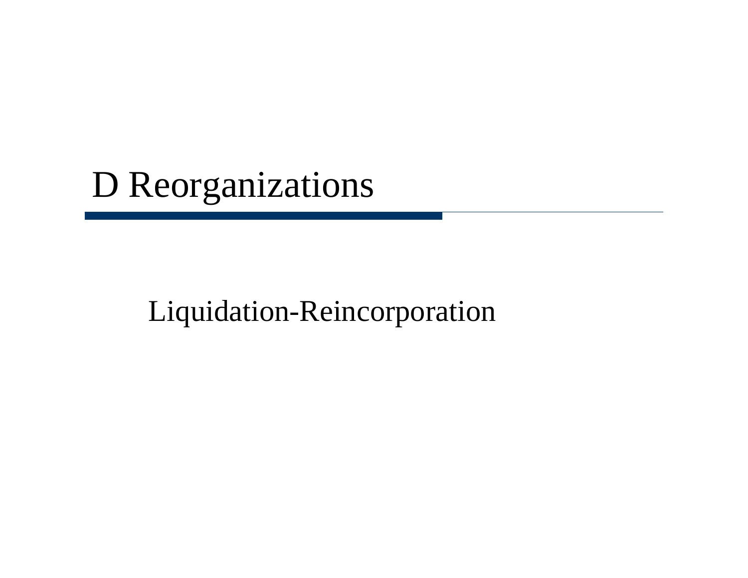# D Reorganizations

Liquidation-Reincorporation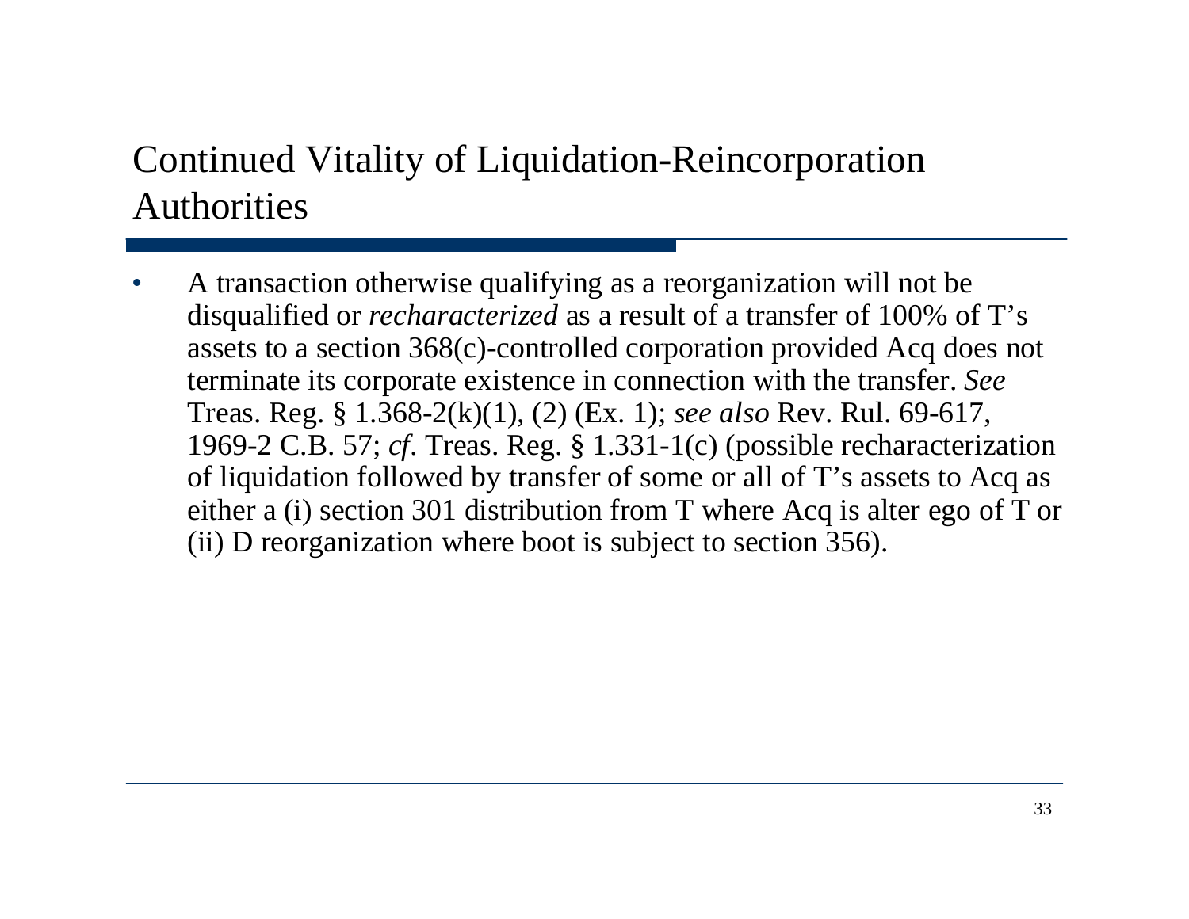# Continued Vitality of Liquidation-Reincorporation Authorities

- A transaction otherwise qualifying as a reorganization will not be disqualified or *recharacterized* as a result of a transfer of 100% of T's assets to a section 368(c)-controlled corporation provided Acq does not terminate its corporate existence in connection with the transfer. *See* Treas. Reg. § 1.368-2(k)(1), (2) (Ex. 1); *see also* Rev. Rul. 69-617, 1969-2 C.B. 57; *cf*. Treas. Reg. § 1.331-1(c) (possible recharacterization of liquidation followed by transfer of some or all of T's assets to Acq as either a (i) section 301 distribution from T where Acq is alter ego of T or (ii) D reorganization where boot is subject to section 356).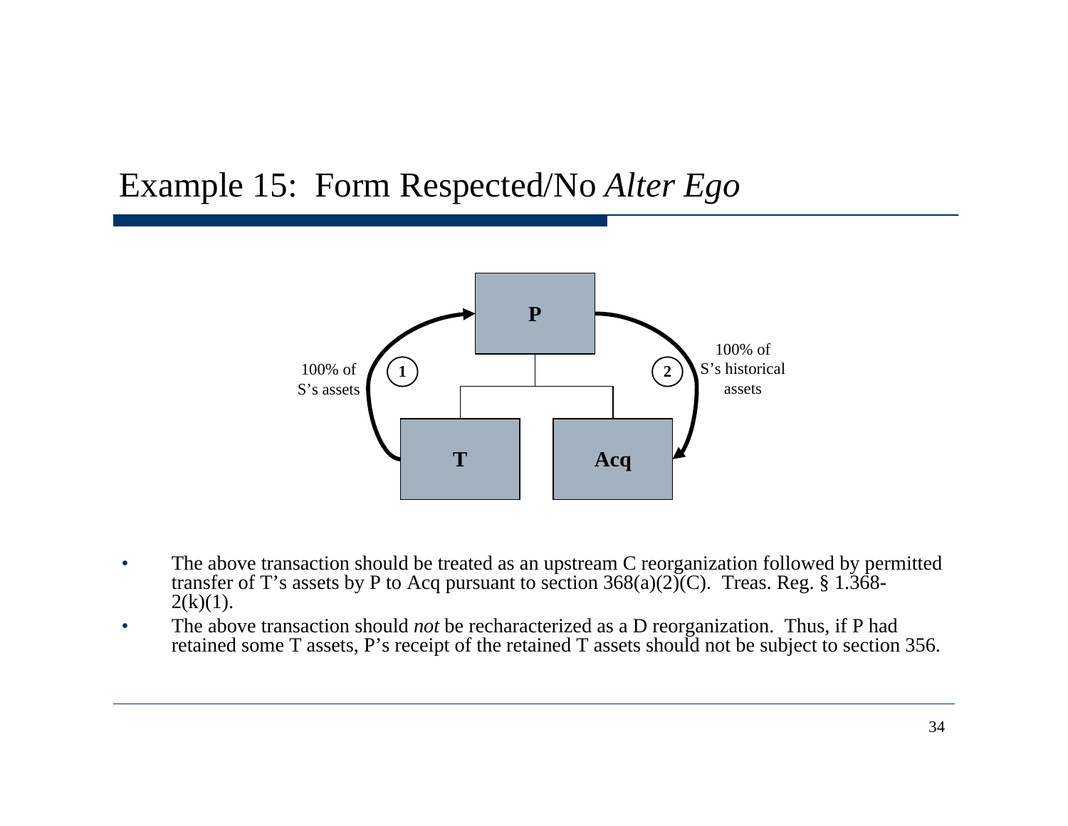# Example 15: Form Respected/No *Alter Ego*

P

T

Acq

① 100% of S's assets

② 100% of S's historical assets

- The above transaction should be treated as an upstream C reorganization followed by permitted transfer of T's assets by P to Acq pursuant to section 368(a)(2)(C). Treas. Reg. § 1.368-2(k)(1).
- The above transaction should *not* be recharacterized as a D reorganization. Thus, if P had retained some T assets, P's receipt of the retained T assets should not be subject to section 356.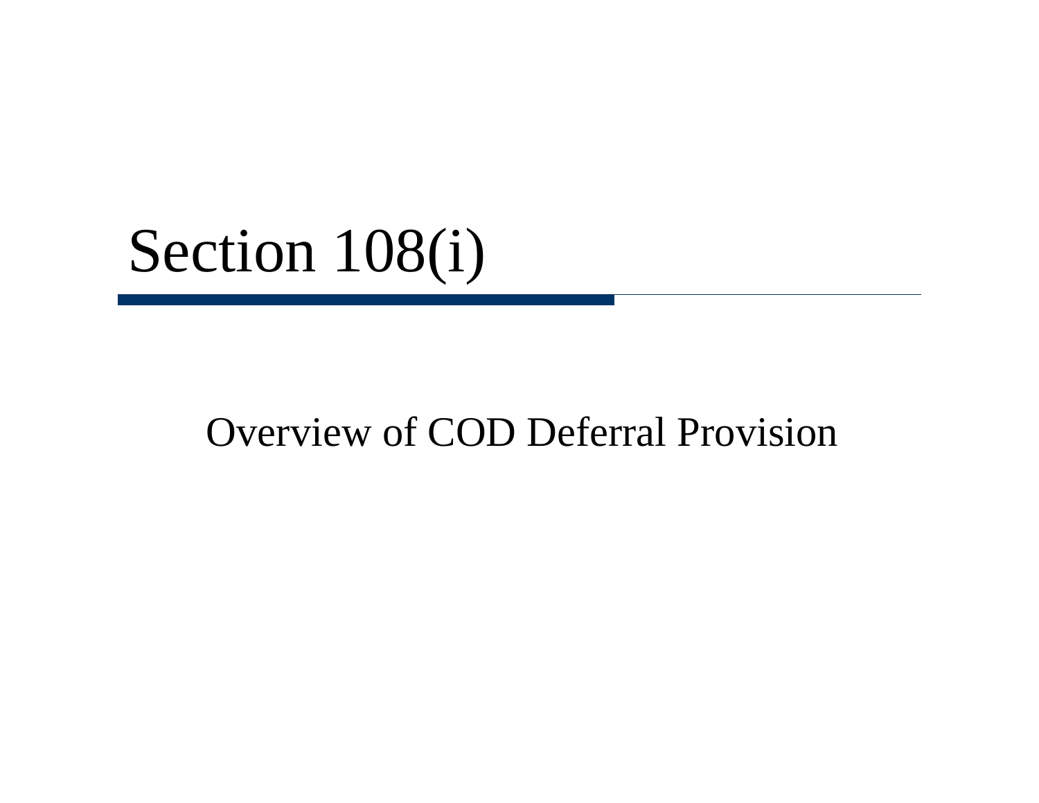# Section 108(i)

Overview of COD Deferral Provision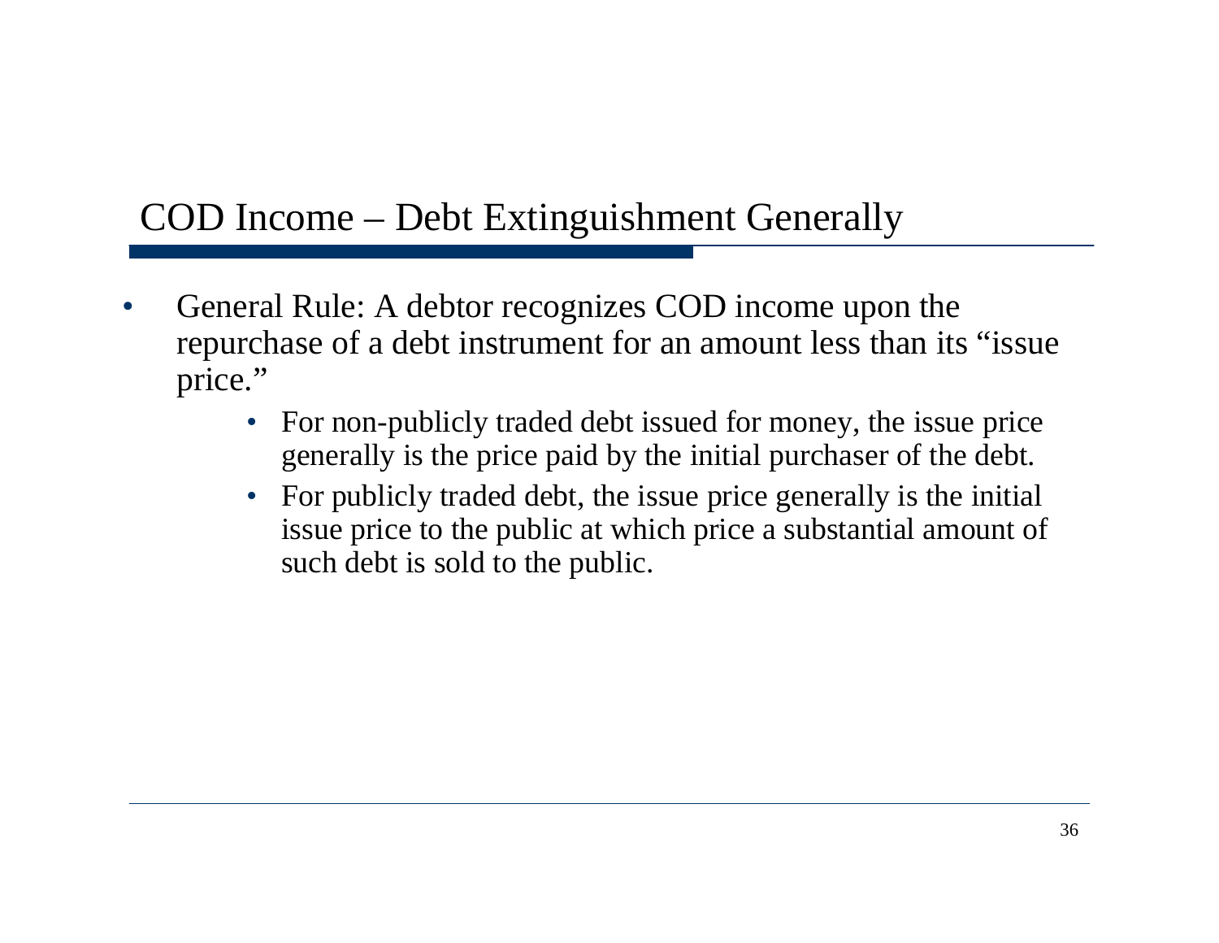## COD Income – Debt Extinguishment Generally

- General Rule: A debtor recognizes COD income upon the repurchase of a debt instrument for an amount less than its "issue price."
  - For non-publicly traded debt issued for money, the issue price generally is the price paid by the initial purchaser of the debt.
  - For publicly traded debt, the issue price generally is the initial issue price to the public at which price a substantial amount of such debt is sold to the public.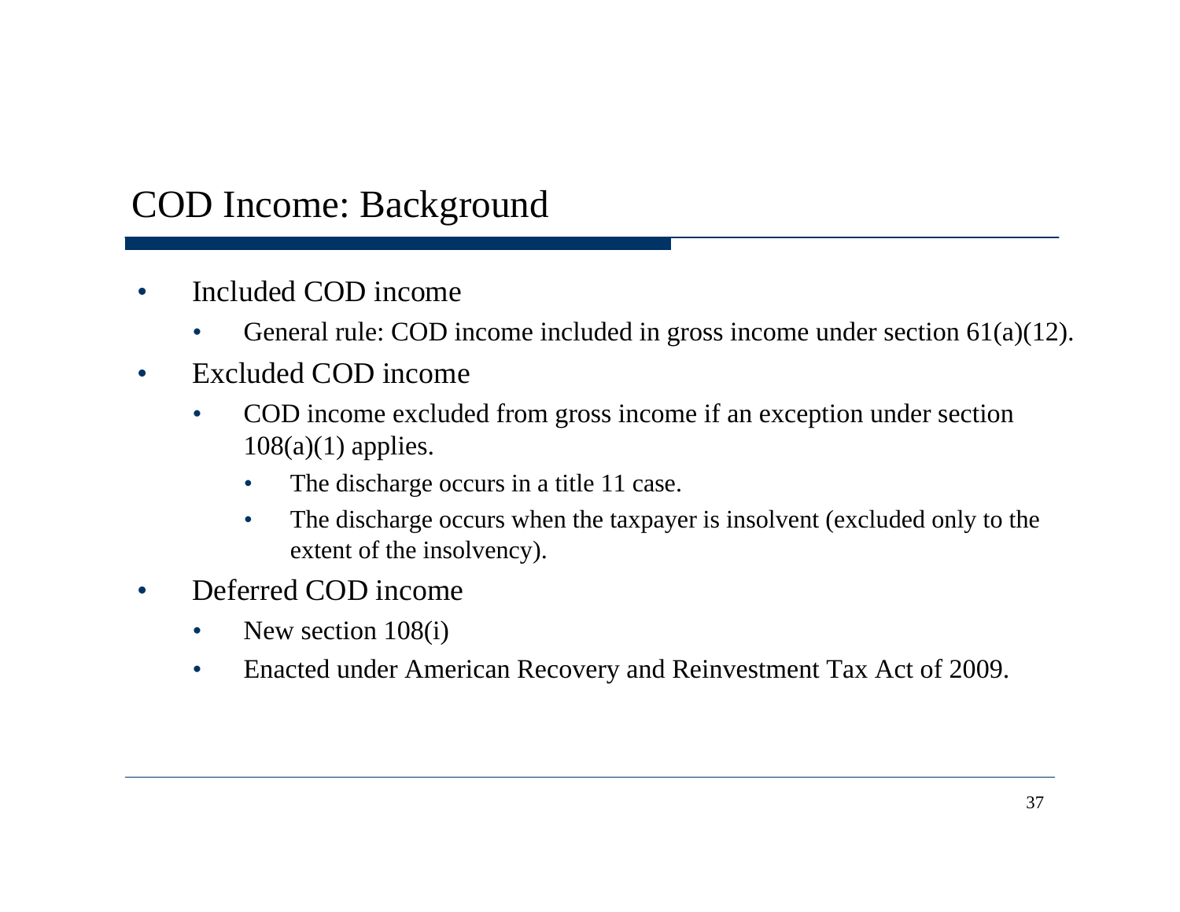# COD Income: Background

- Included COD income
  - General rule: COD income included in gross income under section 61(a)(12).
- Excluded COD income
  - COD income excluded from gross income if an exception under section 108(a)(1) applies.
    - The discharge occurs in a title 11 case.
    - The discharge occurs when the taxpayer is insolvent (excluded only to the extent of the insolvency).
- Deferred COD income
  - New section 108(i)
  - Enacted under American Recovery and Reinvestment Tax Act of 2009.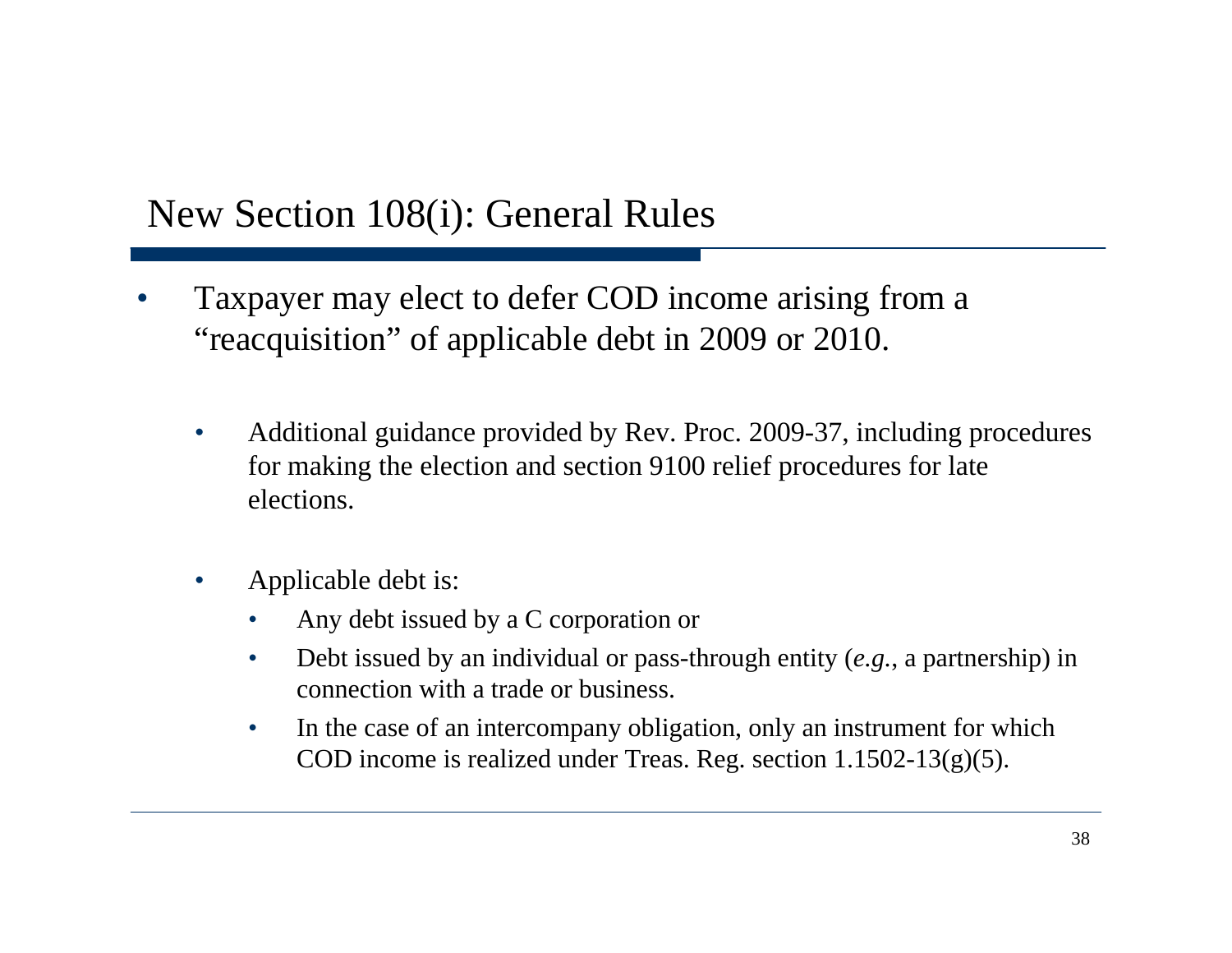## New Section 108(i): General Rules

- Taxpayer may elect to defer COD income arising from a "reacquisition" of applicable debt in 2009 or 2010.
  - Additional guidance provided by Rev. Proc. 2009-37, including procedures for making the election and section 9100 relief procedures for late elections.
  - Applicable debt is:
    - Any debt issued by a C corporation or
    - Debt issued by an individual or pass-through entity (*e.g.*, a partnership) in connection with a trade or business.
    - In the case of an intercompany obligation, only an instrument for which COD income is realized under Treas. Reg. section 1.1502-13(g)(5).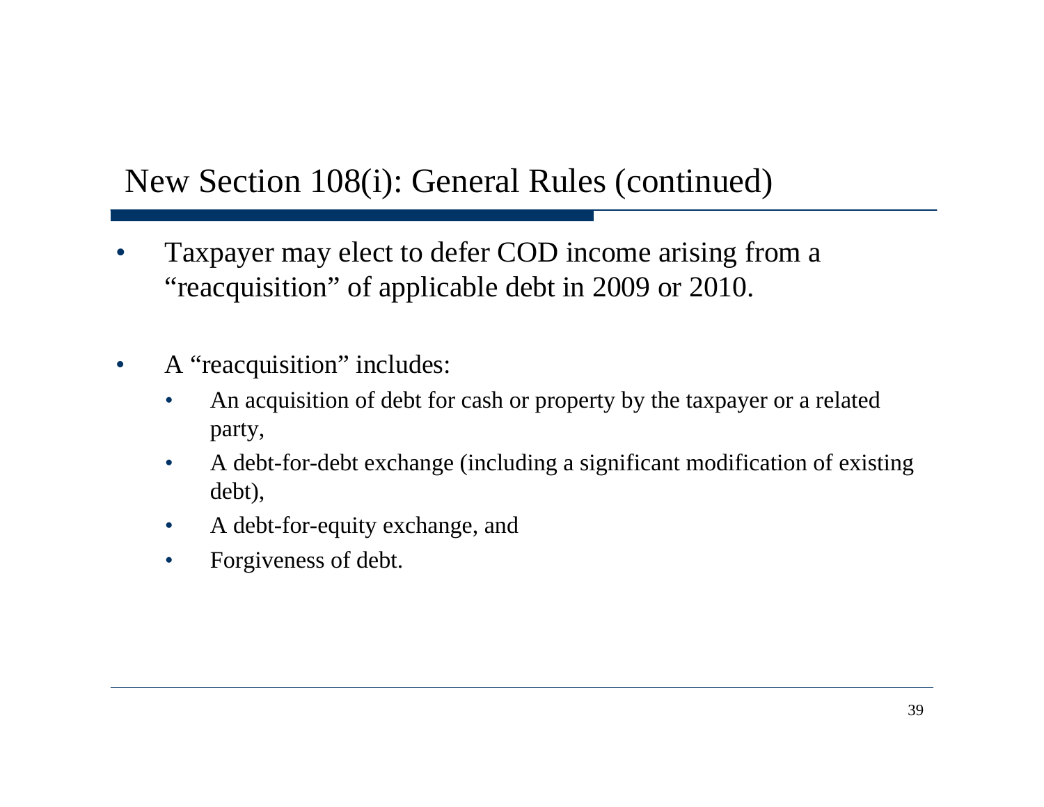# New Section 108(i): General Rules (continued)

- Taxpayer may elect to defer COD income arising from a "reacquisition" of applicable debt in 2009 or 2010.
- A "reacquisition" includes:
  - An acquisition of debt for cash or property by the taxpayer or a related party,
  - A debt-for-debt exchange (including a significant modification of existing debt),
  - A debt-for-equity exchange, and
  - Forgiveness of debt.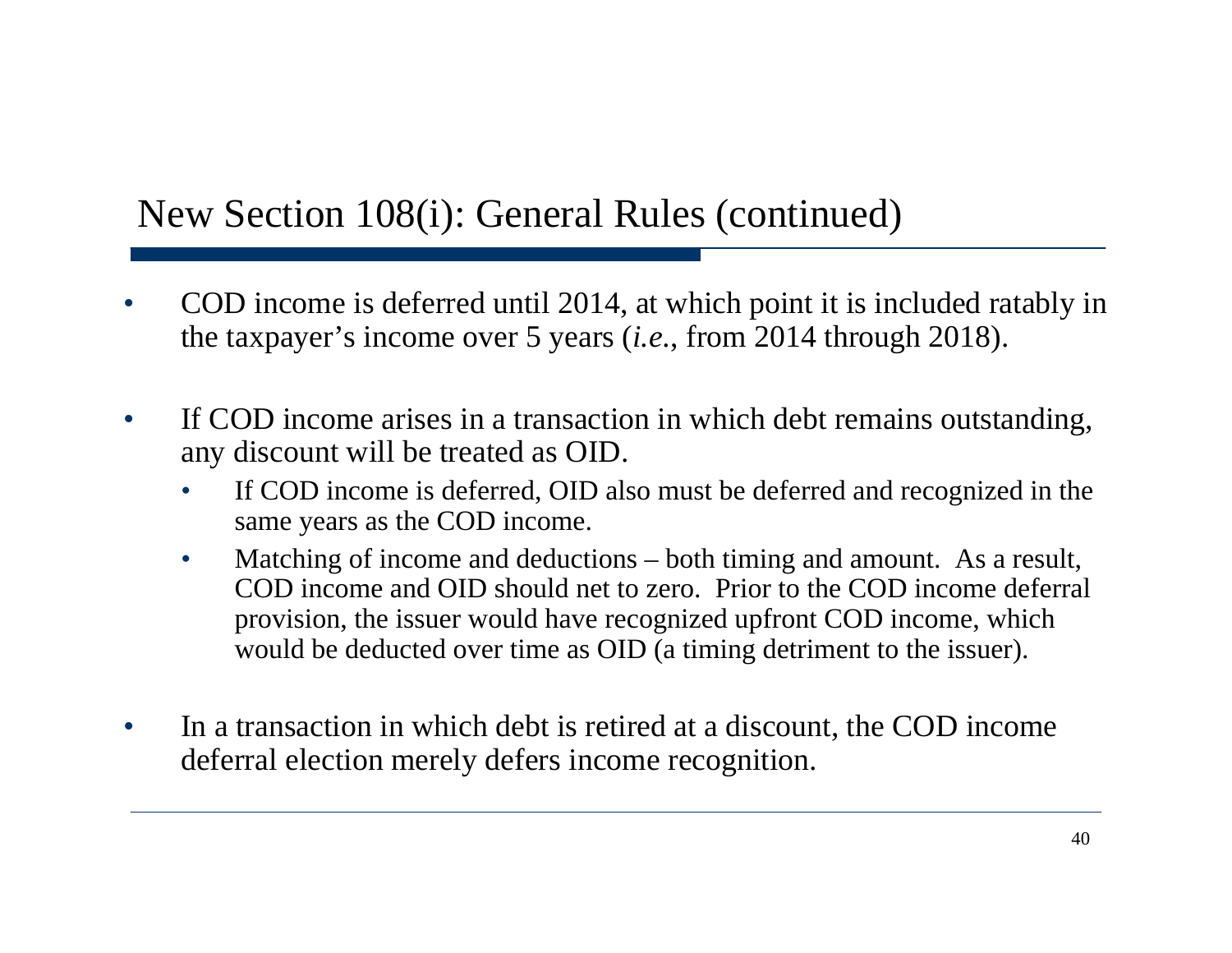# New Section 108(i): General Rules (continued)

- COD income is deferred until 2014, at which point it is included ratably in the taxpayer's income over 5 years (*i.e.*, from 2014 through 2018).
- If COD income arises in a transaction in which debt remains outstanding, any discount will be treated as OID.
  - If COD income is deferred, OID also must be deferred and recognized in the same years as the COD income.
  - Matching of income and deductions – both timing and amount. As a result, COD income and OID should net to zero. Prior to the COD income deferral provision, the issuer would have recognized upfront COD income, which would be deducted over time as OID (a timing detriment to the issuer).
- In a transaction in which debt is retired at a discount, the COD income deferral election merely defers income recognition.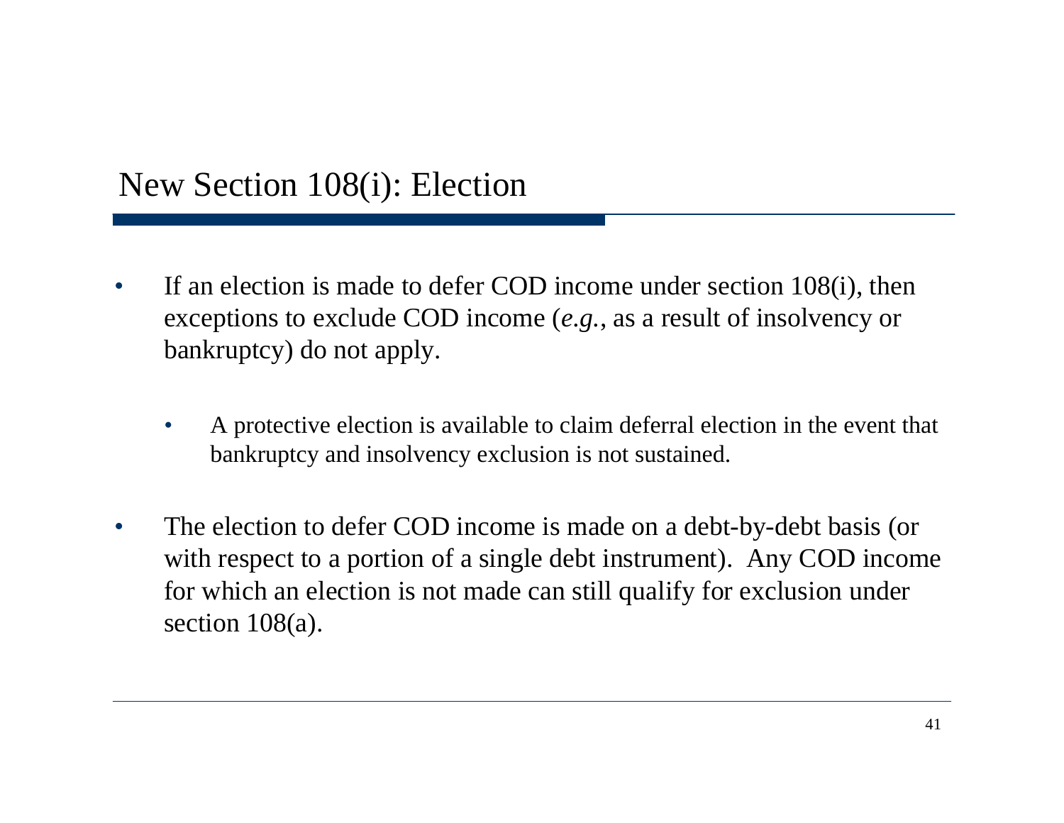# New Section 108(i): Election

- If an election is made to defer COD income under section 108(i), then exceptions to exclude COD income (*e.g.*, as a result of insolvency or bankruptcy) do not apply.
  - A protective election is available to claim deferral election in the event that bankruptcy and insolvency exclusion is not sustained.
- The election to defer COD income is made on a debt-by-debt basis (or with respect to a portion of a single debt instrument). Any COD income for which an election is not made can still qualify for exclusion under section 108(a).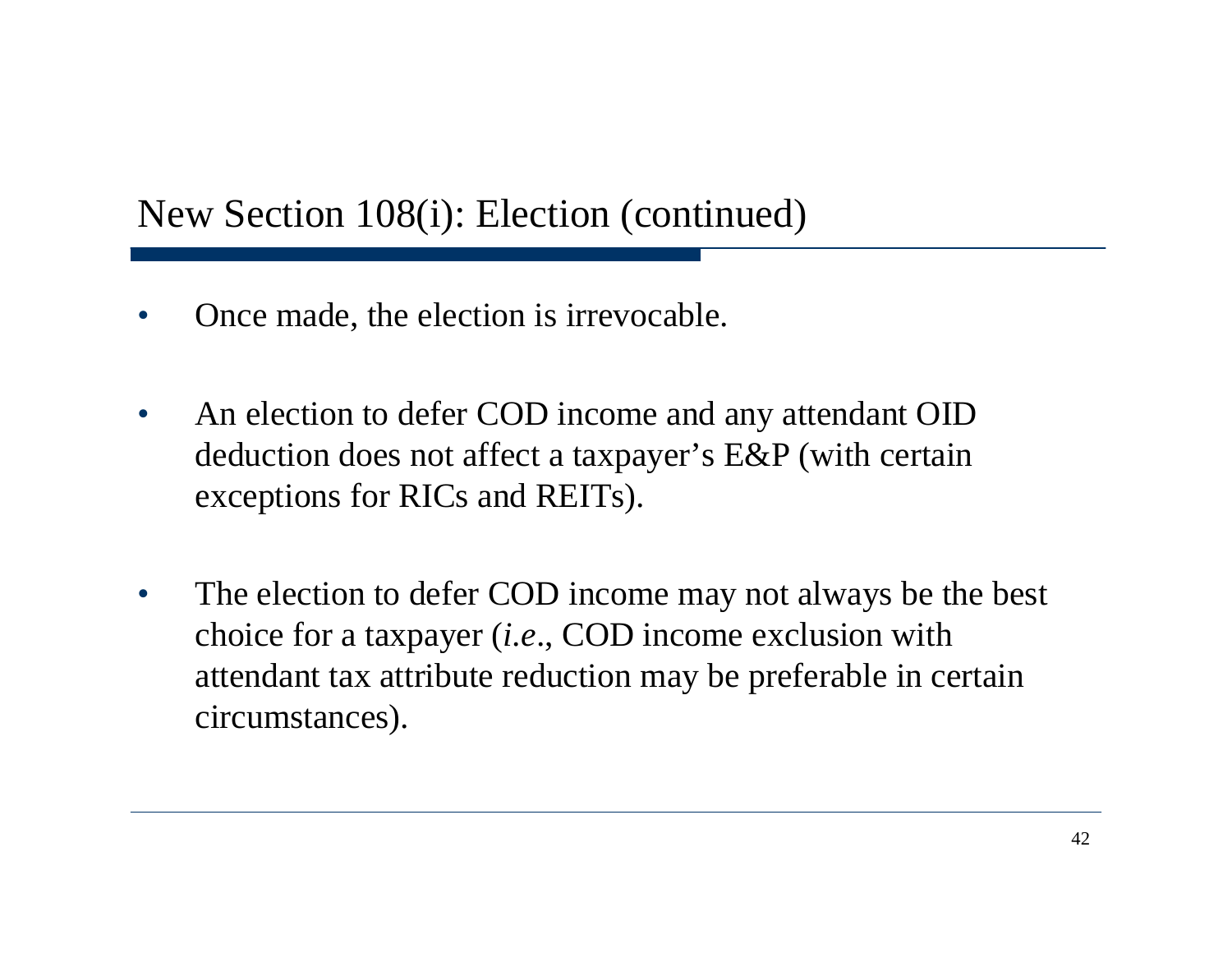## New Section 108(i): Election (continued)

- Once made, the election is irrevocable.
- An election to defer COD income and any attendant OID deduction does not affect a taxpayer's E&P (with certain exceptions for RICs and REITs).
- The election to defer COD income may not always be the best choice for a taxpayer (*i.e.*, COD income exclusion with attendant tax attribute reduction may be preferable in certain circumstances).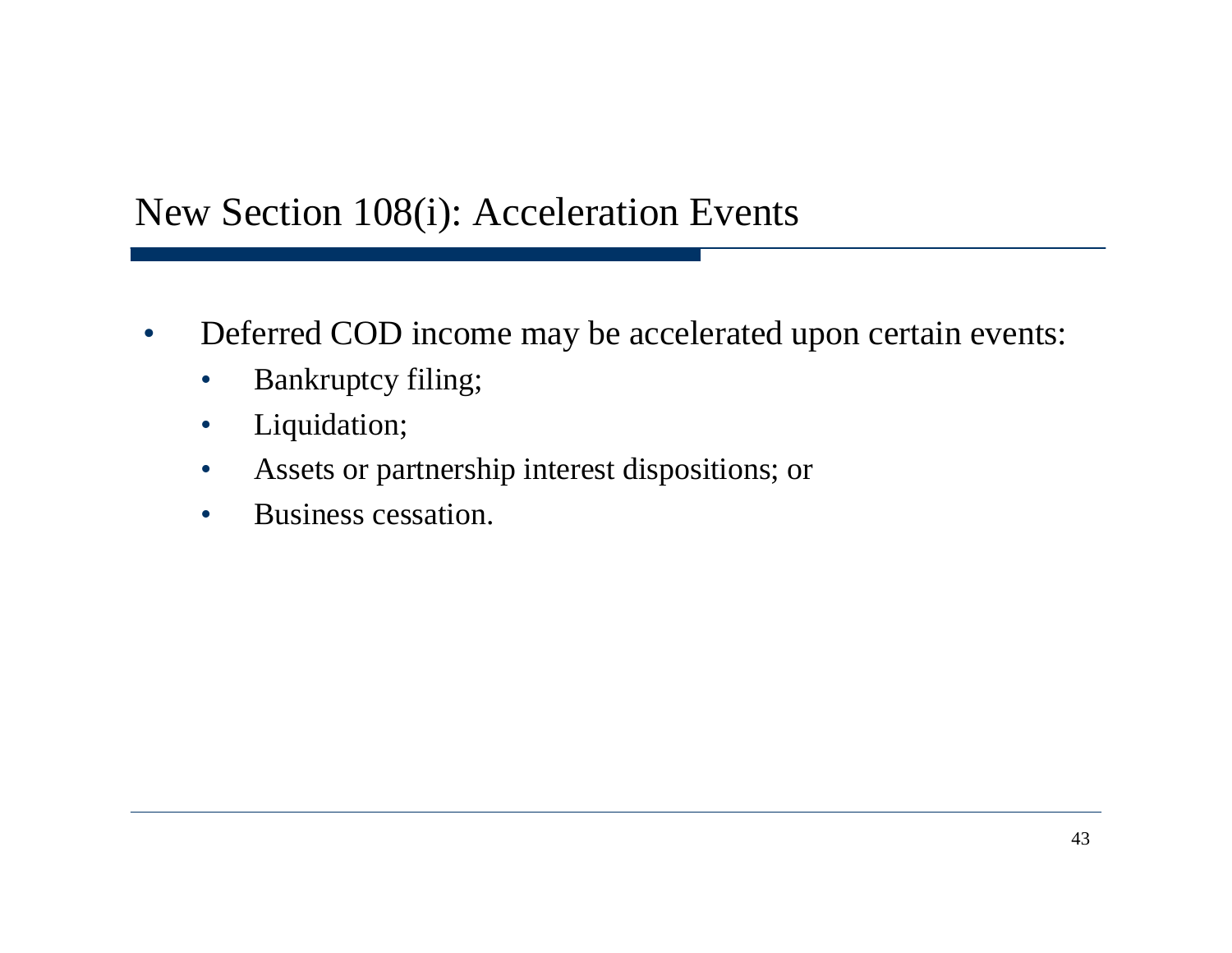# New Section 108(i): Acceleration Events

- Deferred COD income may be accelerated upon certain events:
  - Bankruptcy filing;
  - Liquidation;
  - Assets or partnership interest dispositions; or
  - Business cessation.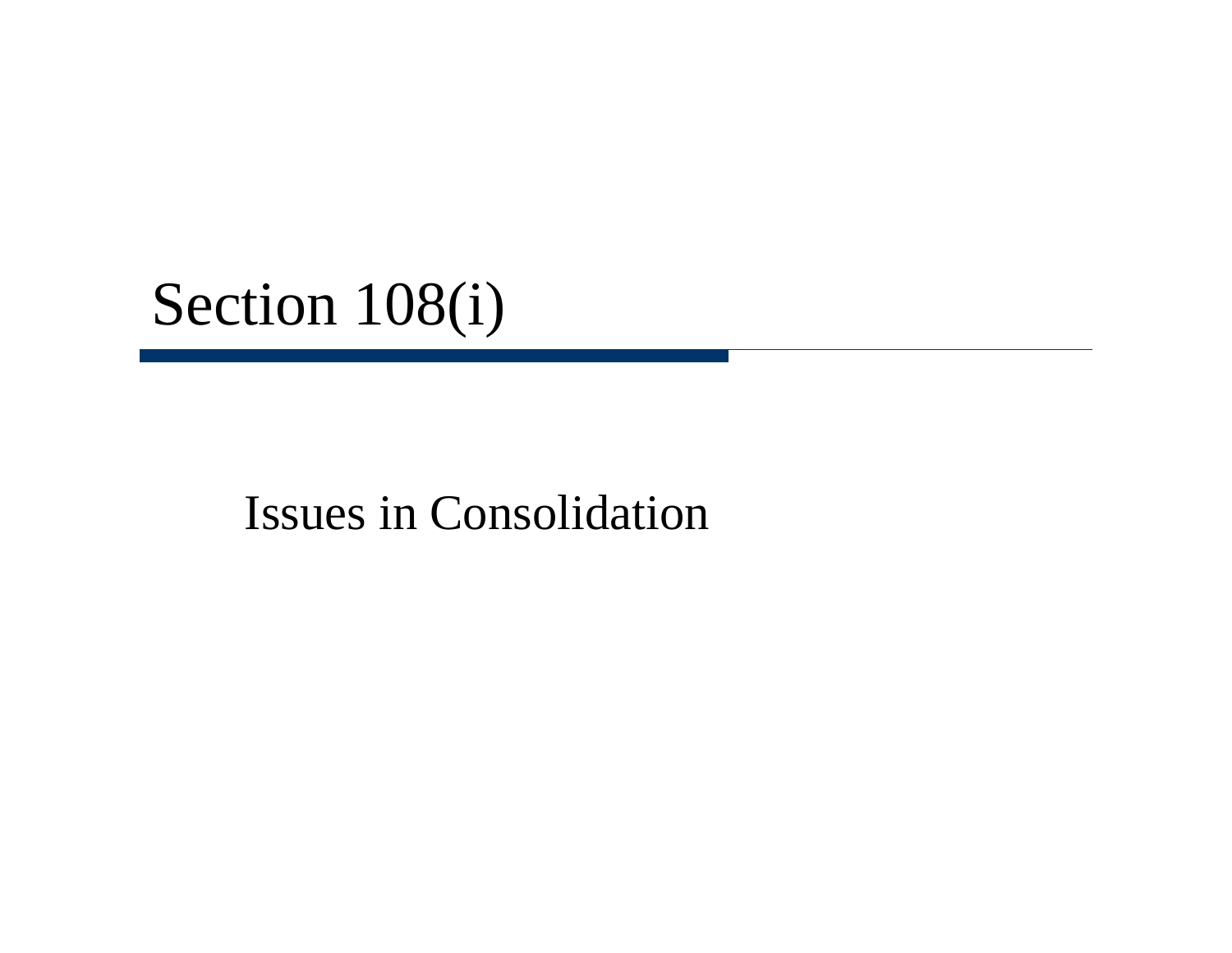# Section 108(i)

Issues in Consolidation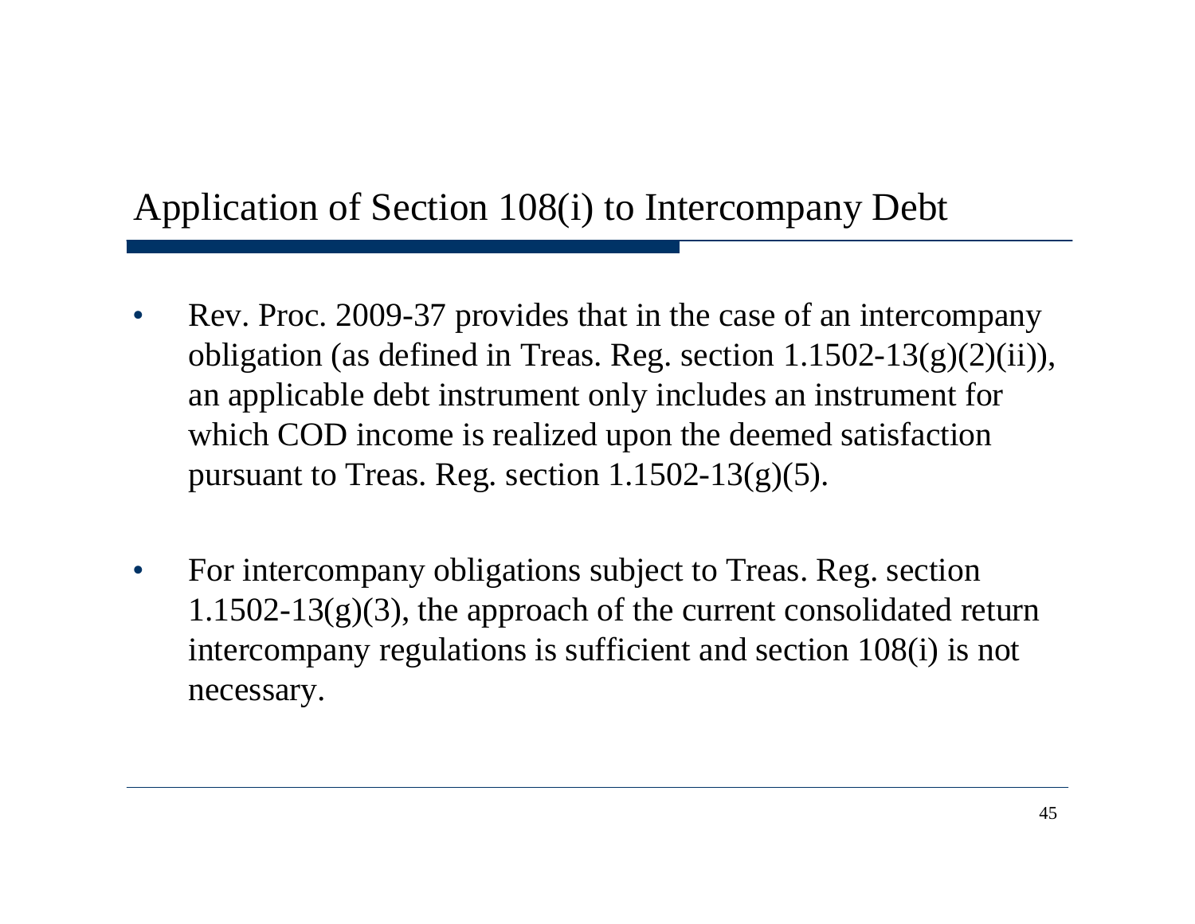# Application of Section 108(i) to Intercompany Debt

- Rev. Proc. 2009-37 provides that in the case of an intercompany obligation (as defined in Treas. Reg. section 1.1502-13(g)(2)(ii)), an applicable debt instrument only includes an instrument for which COD income is realized upon the deemed satisfaction pursuant to Treas. Reg. section 1.1502-13(g)(5).

- For intercompany obligations subject to Treas. Reg. section 1.1502-13(g)(3), the approach of the current consolidated return intercompany regulations is sufficient and section 108(i) is not necessary.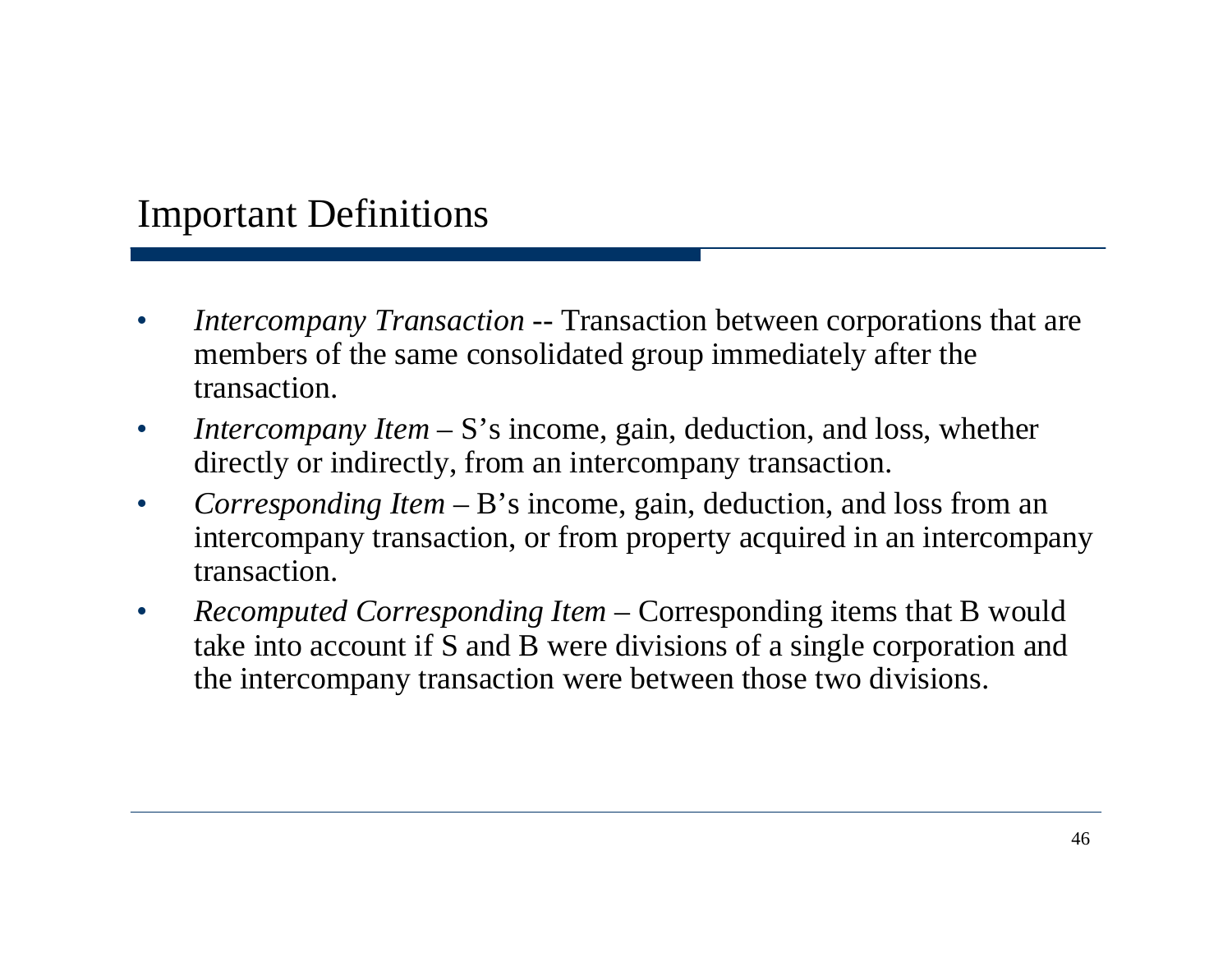# Important Definitions

- *Intercompany Transaction* -- Transaction between corporations that are members of the same consolidated group immediately after the transaction.
- *Intercompany Item* – S's income, gain, deduction, and loss, whether directly or indirectly, from an intercompany transaction.
- *Corresponding Item* – B's income, gain, deduction, and loss from an intercompany transaction, or from property acquired in an intercompany transaction.
- *Recomputed Corresponding Item* – Corresponding items that B would take into account if S and B were divisions of a single corporation and the intercompany transaction were between those two divisions.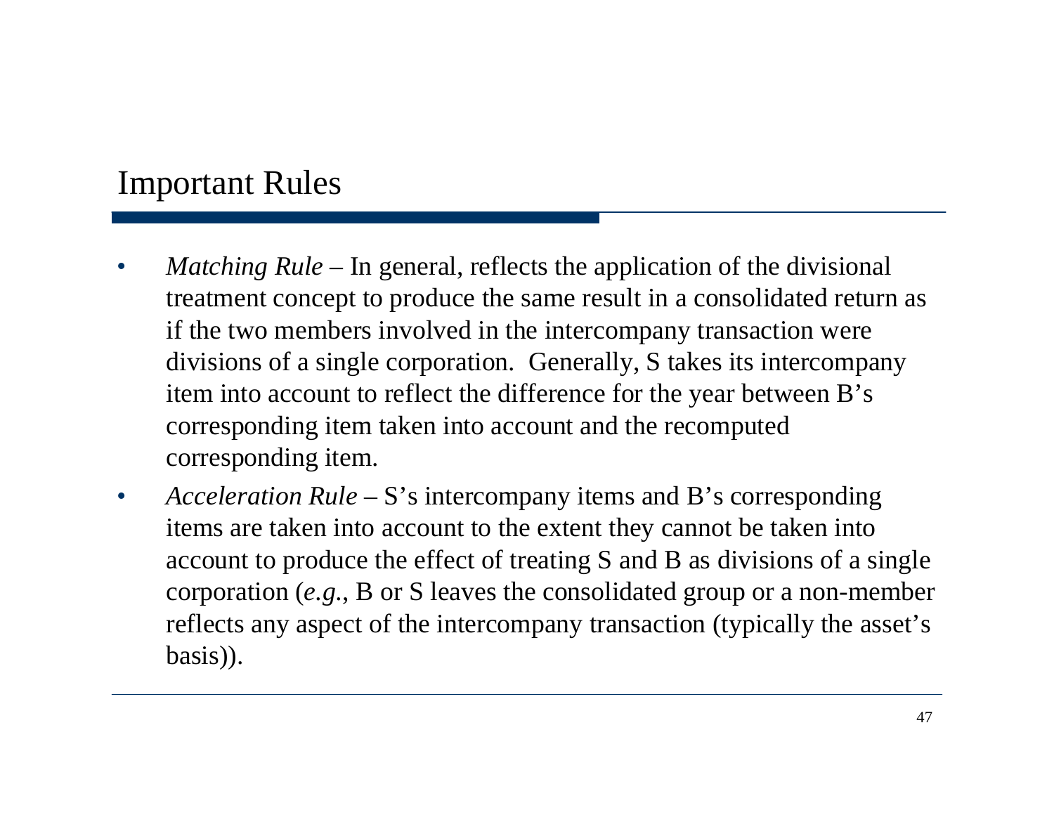## Important Rules

- *Matching Rule* – In general, reflects the application of the divisional treatment concept to produce the same result in a consolidated return as if the two members involved in the intercompany transaction were divisions of a single corporation. Generally, S takes its intercompany item into account to reflect the difference for the year between B's corresponding item taken into account and the recomputed corresponding item.
- *Acceleration Rule* – S's intercompany items and B's corresponding items are taken into account to the extent they cannot be taken into account to produce the effect of treating S and B as divisions of a single corporation (*e.g.*, B or S leaves the consolidated group or a non-member reflects any aspect of the intercompany transaction (typically the asset's basis)).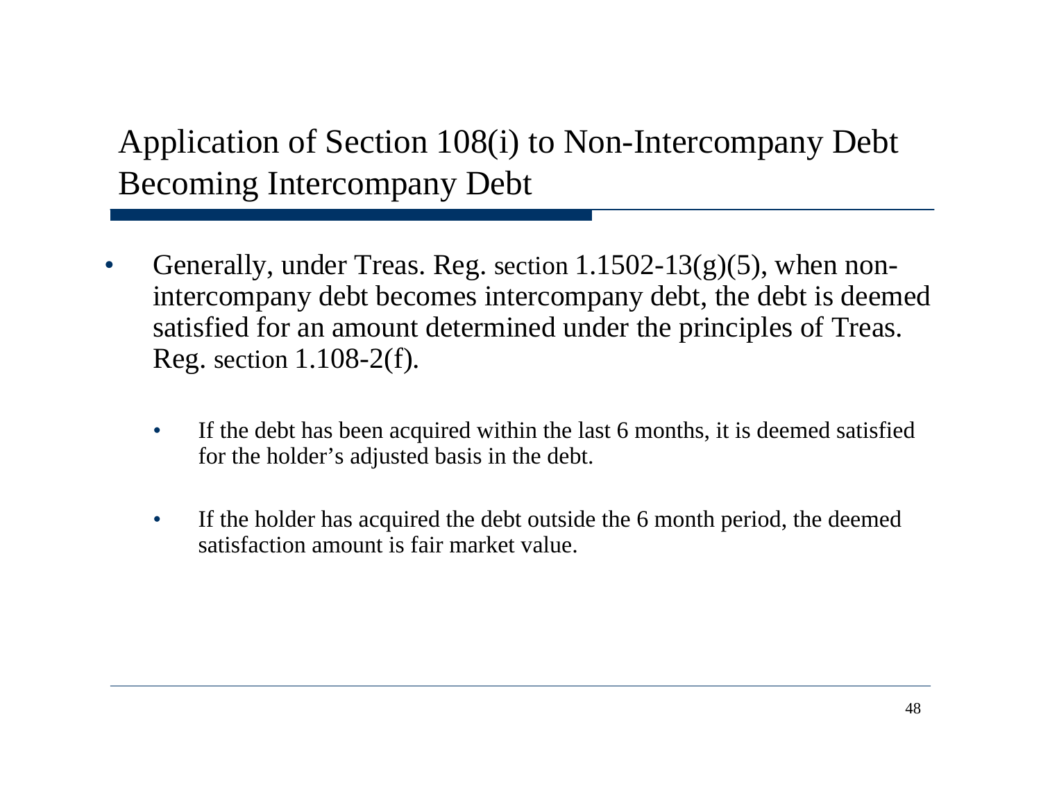# Application of Section 108(i) to Non-Intercompany Debt Becoming Intercompany Debt

- Generally, under Treas. Reg. section 1.1502-13(g)(5), when non-intercompany debt becomes intercompany debt, the debt is deemed satisfied for an amount determined under the principles of Treas. Reg. section 1.108-2(f).
  - If the debt has been acquired within the last 6 months, it is deemed satisfied for the holder's adjusted basis in the debt.
  - If the holder has acquired the debt outside the 6 month period, the deemed satisfaction amount is fair market value.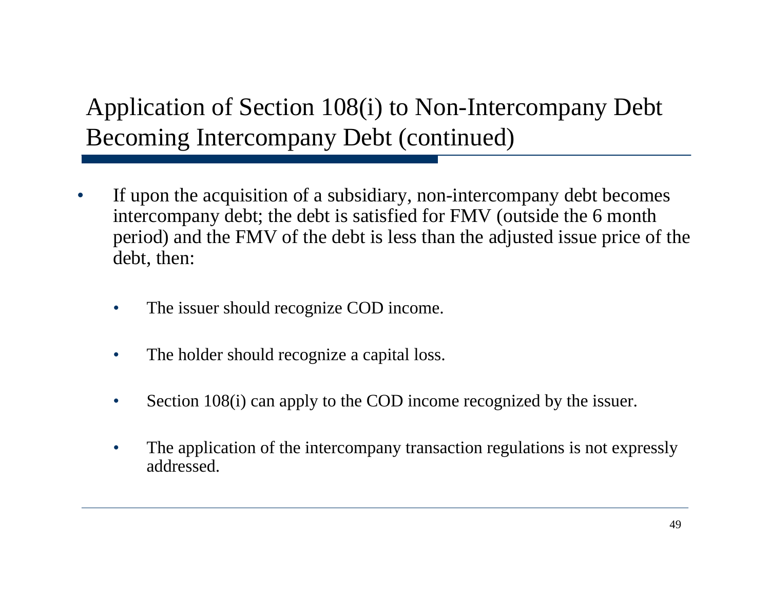# Application of Section 108(i) to Non-Intercompany Debt Becoming Intercompany Debt (continued)

- If upon the acquisition of a subsidiary, non-intercompany debt becomes intercompany debt; the debt is satisfied for FMV (outside the 6 month period) and the FMV of the debt is less than the adjusted issue price of the debt, then:
  - The issuer should recognize COD income.
  - The holder should recognize a capital loss.
  - Section 108(i) can apply to the COD income recognized by the issuer.
  - The application of the intercompany transaction regulations is not expressly addressed.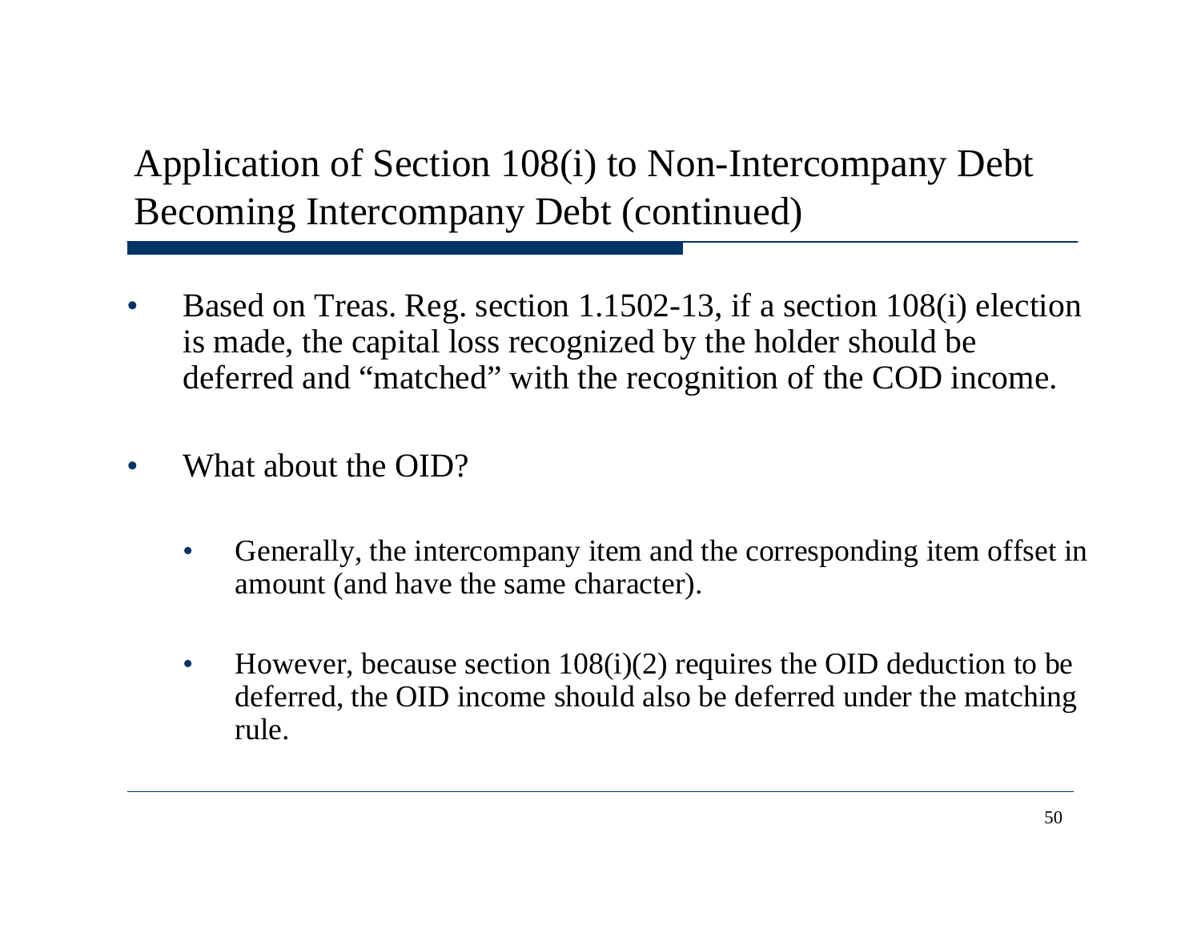# Application of Section 108(i) to Non-Intercompany Debt Becoming Intercompany Debt (continued)

- Based on Treas. Reg. section 1.1502-13, if a section 108(i) election is made, the capital loss recognized by the holder should be deferred and "matched" with the recognition of the COD income.

- What about the OID?

  - Generally, the intercompany item and the corresponding item offset in amount (and have the same character).

  - However, because section 108(i)(2) requires the OID deduction to be deferred, the OID income should also be deferred under the matching rule.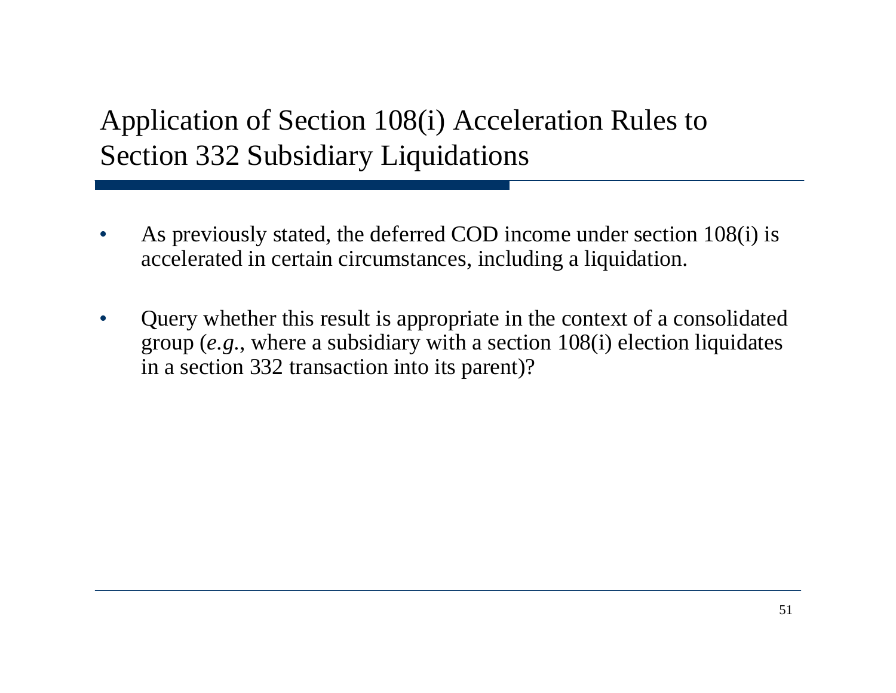# Application of Section 108(i) Acceleration Rules to Section 332 Subsidiary Liquidations

- As previously stated, the deferred COD income under section 108(i) is accelerated in certain circumstances, including a liquidation.
- Query whether this result is appropriate in the context of a consolidated group (*e.g.*, where a subsidiary with a section 108(i) election liquidates in a section 332 transaction into its parent)?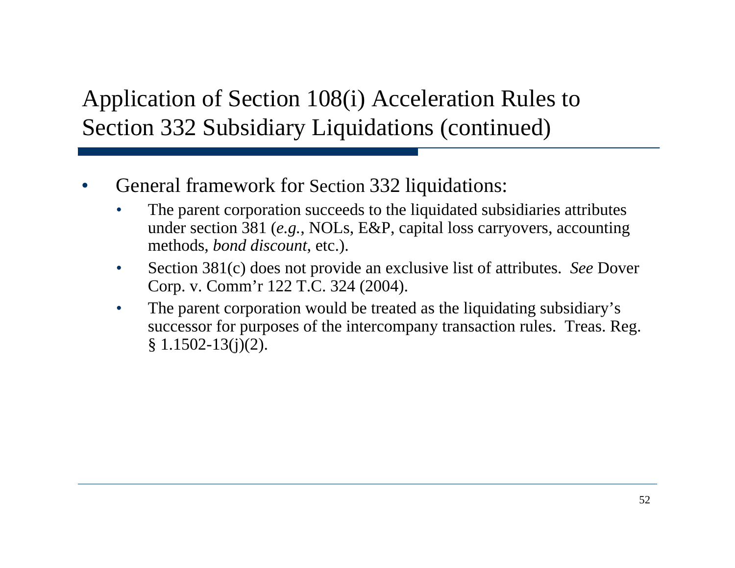# Application of Section 108(i) Acceleration Rules to Section 332 Subsidiary Liquidations (continued)

- General framework for Section 332 liquidations:
  - The parent corporation succeeds to the liquidated subsidiaries attributes under section 381 (*e.g.*, NOLs, E&P, capital loss carryovers, accounting methods, *bond discount*, etc.).
  - Section 381(c) does not provide an exclusive list of attributes. *See* Dover Corp. v. Comm'r 122 T.C. 324 (2004).
  - The parent corporation would be treated as the liquidating subsidiary's successor for purposes of the intercompany transaction rules. Treas. Reg. § 1.1502-13(j)(2).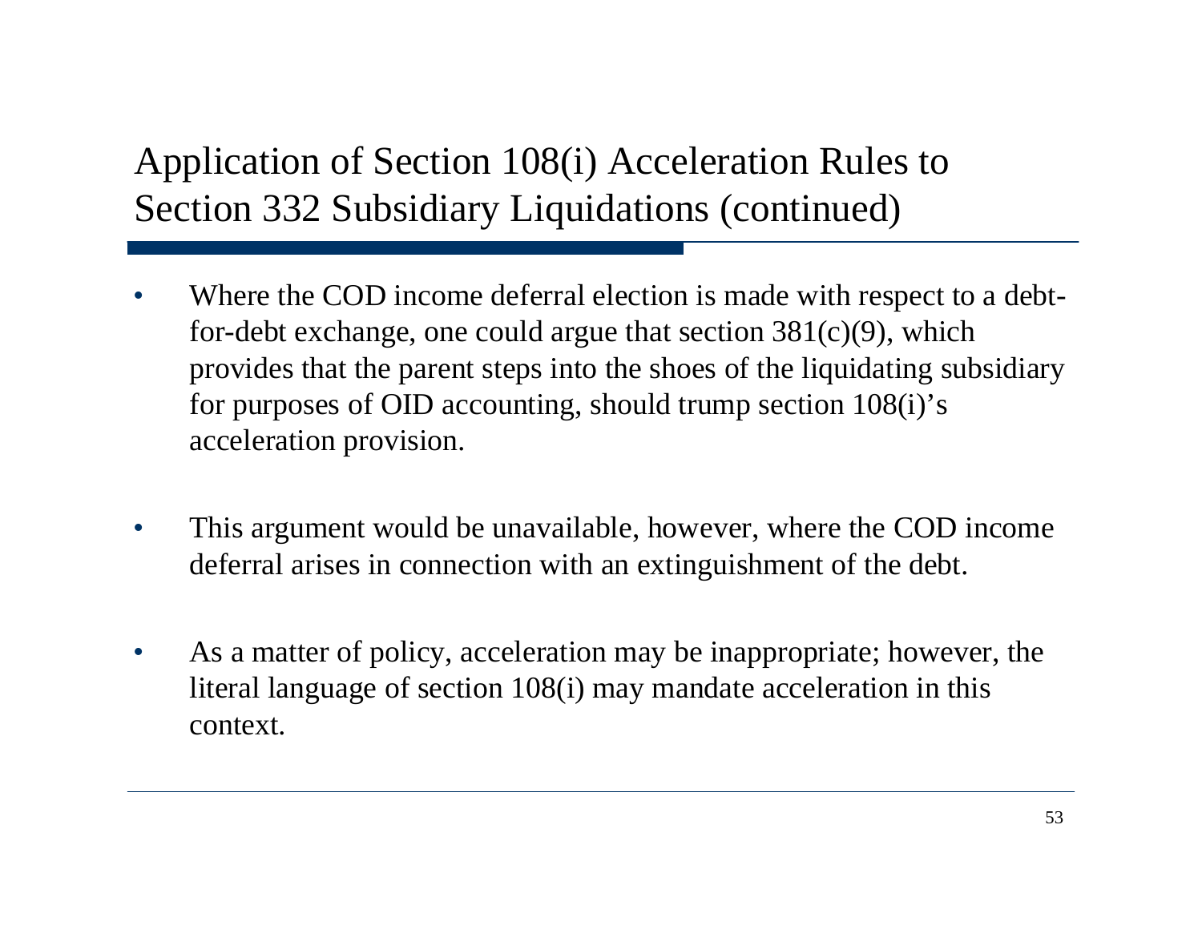## Application of Section 108(i) Acceleration Rules to Section 332 Subsidiary Liquidations (continued)

- Where the COD income deferral election is made with respect to a debt-for-debt exchange, one could argue that section 381(c)(9), which provides that the parent steps into the shoes of the liquidating subsidiary for purposes of OID accounting, should trump section 108(i)'s acceleration provision.

- This argument would be unavailable, however, where the COD income deferral arises in connection with an extinguishment of the debt.

- As a matter of policy, acceleration may be inappropriate; however, the literal language of section 108(i) may mandate acceleration in this context.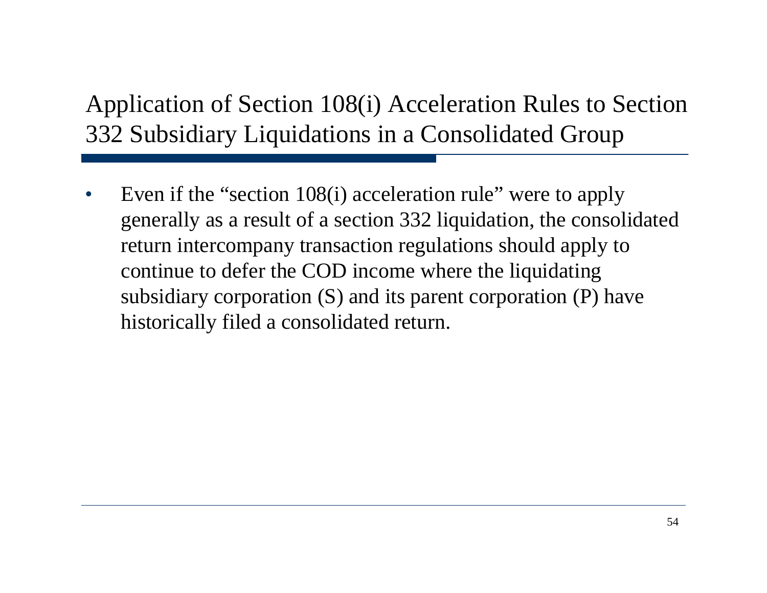# Application of Section 108(i) Acceleration Rules to Section 332 Subsidiary Liquidations in a Consolidated Group

- Even if the "section 108(i) acceleration rule" were to apply generally as a result of a section 332 liquidation, the consolidated return intercompany transaction regulations should apply to continue to defer the COD income where the liquidating subsidiary corporation (S) and its parent corporation (P) have historically filed a consolidated return.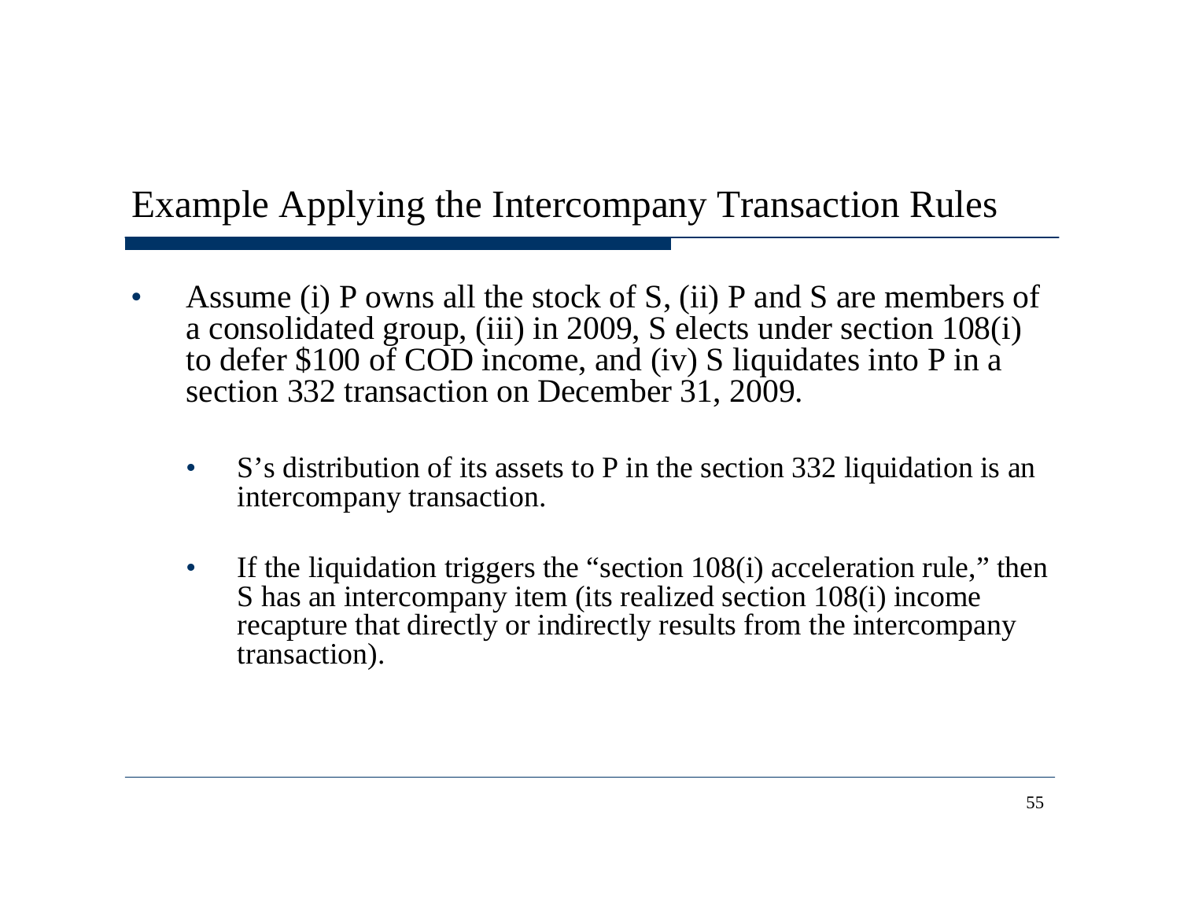# Example Applying the Intercompany Transaction Rules

- Assume (i) P owns all the stock of S, (ii) P and S are members of a consolidated group, (iii) in 2009, S elects under section 108(i) to defer $100 of COD income, and (iv) S liquidates into P in a section 332 transaction on December 31, 2009.
  - S's distribution of its assets to P in the section 332 liquidation is an intercompany transaction.
  - If the liquidation triggers the "section 108(i) acceleration rule," then S has an intercompany item (its realized section 108(i) income recapture that directly or indirectly results from the intercompany transaction).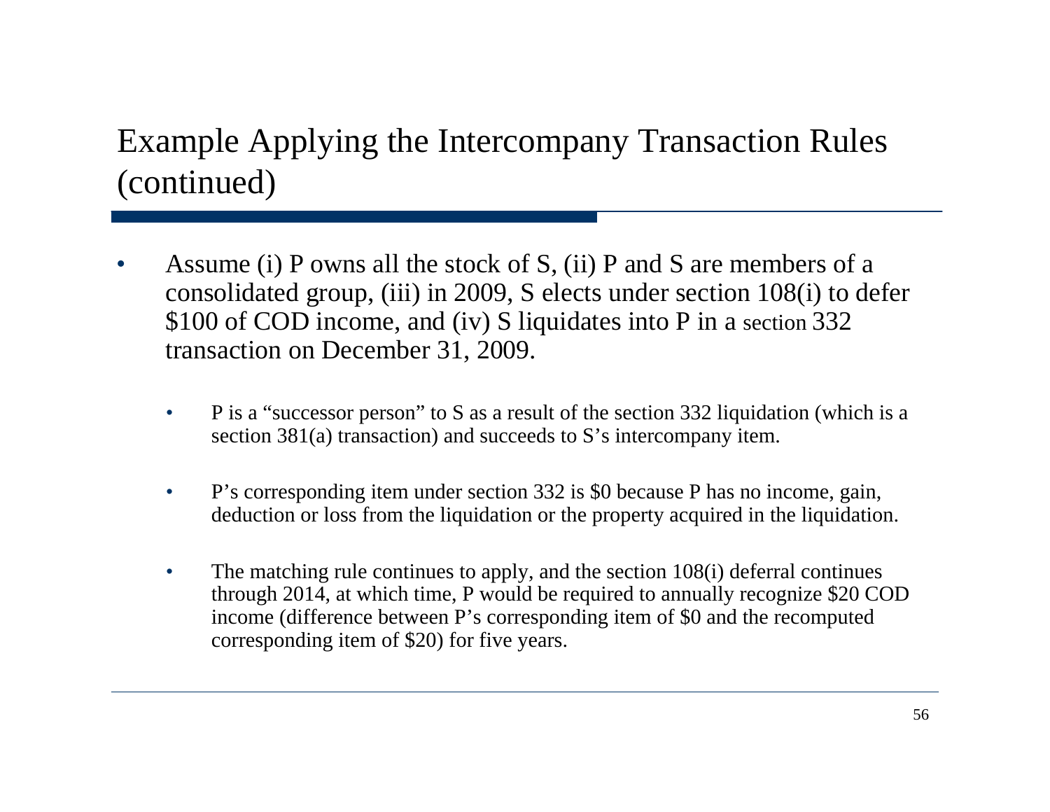# Example Applying the Intercompany Transaction Rules (continued)

- Assume (i) P owns all the stock of S, (ii) P and S are members of a consolidated group, (iii) in 2009, S elects under section 108(i) to defer $100 of COD income, and (iv) S liquidates into P in a section 332 transaction on December 31, 2009.
  - P is a "successor person" to S as a result of the section 332 liquidation (which is a section 381(a) transaction) and succeeds to S's intercompany item.
  - P's corresponding item under section 332 is $0 because P has no income, gain, deduction or loss from the liquidation or the property acquired in the liquidation.
  - The matching rule continues to apply, and the section 108(i) deferral continues through 2014, at which time, P would be required to annually recognize $20 COD income (difference between P's corresponding item of $0 and the recomputed corresponding item of $20) for five years.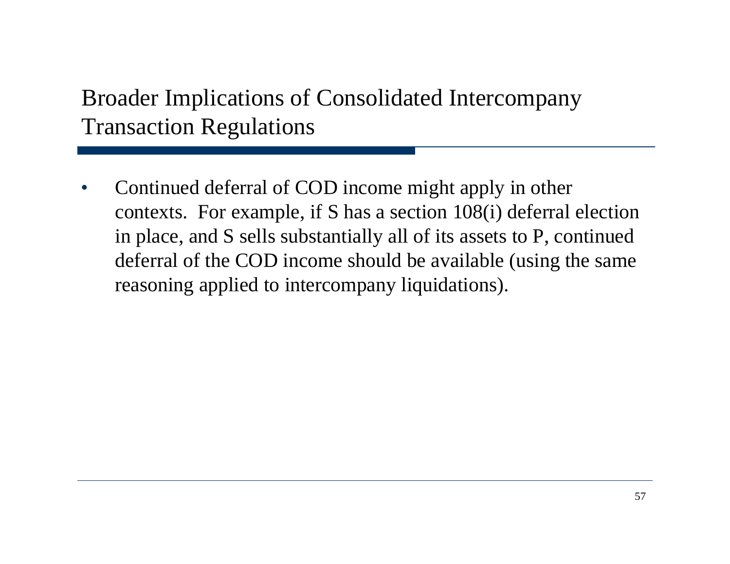# Broader Implications of Consolidated Intercompany Transaction Regulations

- Continued deferral of COD income might apply in other contexts. For example, if S has a section 108(i) deferral election in place, and S sells substantially all of its assets to P, continued deferral of the COD income should be available (using the same reasoning applied to intercompany liquidations).